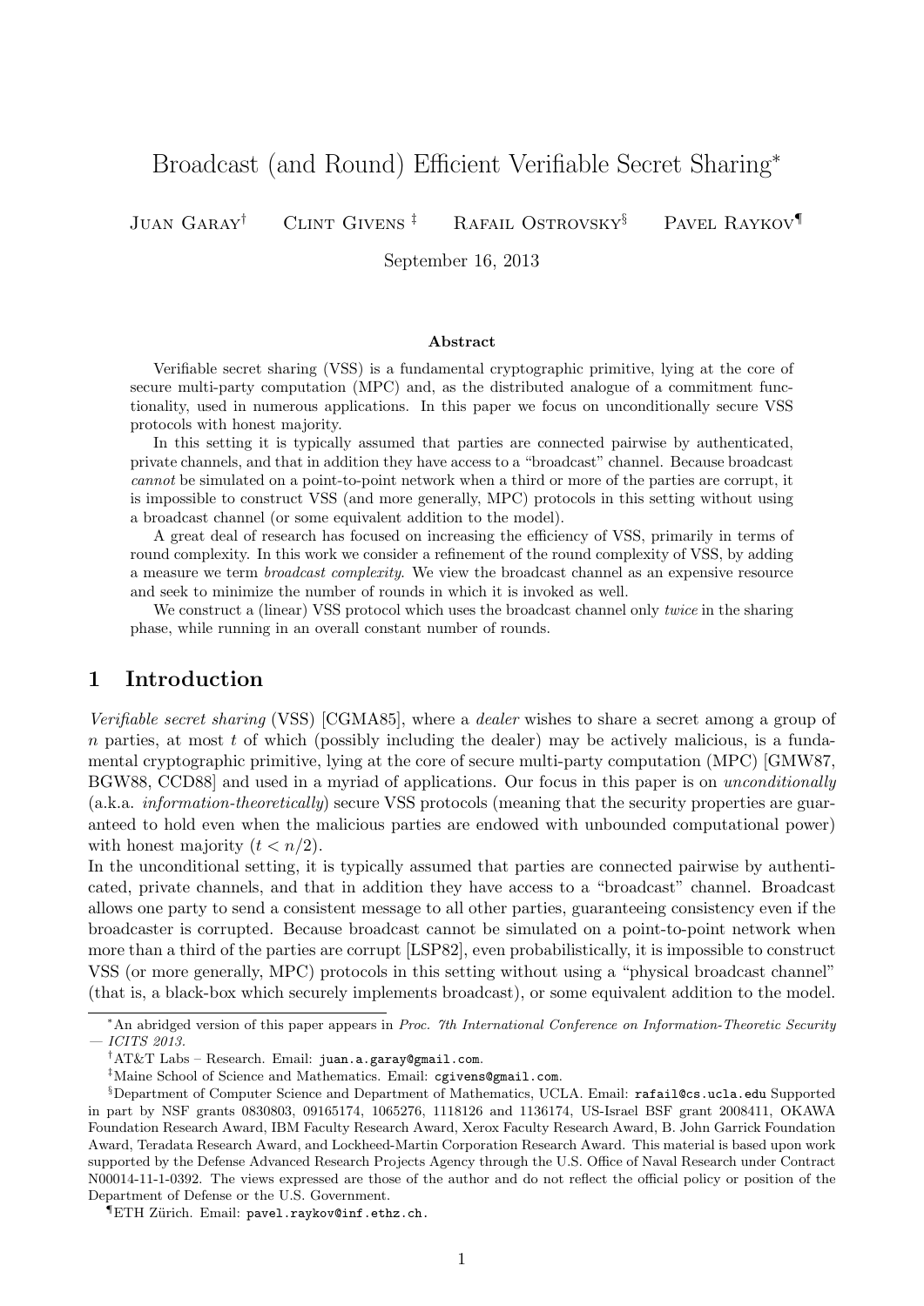# Broadcast (and Round) Efficient Verifiable Secret Sharing[*]

Juan Garay[†] Clint Givens[‡] Rafail Ostrovsky[§] Pavel Raykov[¶]

September 16, 2013

### Abstract

Verifiable secret sharing (VSS) is a fundamental cryptographic primitive, lying at the core of secure multi-party computation (MPC) and, as the distributed analogue of a commitment functionality, used in numerous applications. In this paper we focus on unconditionally secure VSS protocols with honest majority.

In this setting it is typically assumed that parties are connected pairwise by authenticated, private channels, and that in addition they have access to a "broadcast" channel. Because broadcast *cannot* be simulated on a point-to-point network when a third or more of the parties are corrupt, it is impossible to construct VSS (and more generally, MPC) protocols in this setting without using a broadcast channel (or some equivalent addition to the model).

A great deal of research has focused on increasing the efficiency of VSS, primarily in terms of round complexity. In this work we consider a refinement of the round complexity of VSS, by adding a measure we term *broadcast complexity*. We view the broadcast channel as an expensive resource and seek to minimize the number of rounds in which it is invoked as well.

We construct a (linear) VSS protocol which uses the broadcast channel only *twice* in the sharing phase, while running in an overall constant number of rounds.

## 1 Introduction

*Verifiable secret sharing* (VSS) [CGMA85], where a *dealer* wishes to share a secret among a group of $n$ parties, at most $t$ of which (possibly including the dealer) may be actively malicious, is a fundamental cryptographic primitive, lying at the core of secure multi-party computation (MPC) [GMW87, BGW88, CCD88] and used in a myriad of applications. Our focus in this paper is on *unconditionally* (a.k.a. *information-theoretically*) secure VSS protocols (meaning that the security properties are guaranteed to hold even when the malicious parties are endowed with unbounded computational power) with honest majority ($t < n/2$).

In the unconditional setting, it is typically assumed that parties are connected pairwise by authenticated, private channels, and that in addition they have access to a "broadcast" channel. Broadcast allows one party to send a consistent message to all other parties, guaranteeing consistency even if the broadcaster is corrupted. Because broadcast cannot be simulated on a point-to-point network when more than a third of the parties are corrupt [LSP82], even probabilistically, it is impossible to construct VSS (or more generally, MPC) protocols in this setting without using a "physical broadcast channel" (that is, a black-box which securely implements broadcast), or some equivalent addition to the model.

---

[*] An abridged version of this paper appears in *Proc. 7th International Conference on Information-Theoretic Security — ICITS 2013.*

[†] AT&T Labs – Research. Email: juan.a.garay@gmail.com.

[‡] Maine School of Science and Mathematics. Email: cgivens@gmail.com.

[§] Department of Computer Science and Department of Mathematics, UCLA. Email: rafail@cs.ucla.edu Supported in part by NSF grants 0830803, 09165174, 1065276, 1118126 and 1136174, US-Israel BSF grant 2008411, OKAWA Foundation Research Award, IBM Faculty Research Award, Xerox Faculty Research Award, B. John Garrick Foundation Award, Teradata Research Award, and Lockheed-Martin Corporation Research Award. This material is based upon work supported by the Defense Advanced Research Projects Agency through the U.S. Office of Naval Research under Contract N00014-11-1-0392. The views expressed are those of the author and do not reflect the official policy or position of the Department of Defense or the U.S. Government.

[¶] ETH Zürich. Email: pavel.raykov@inf.ethz.ch.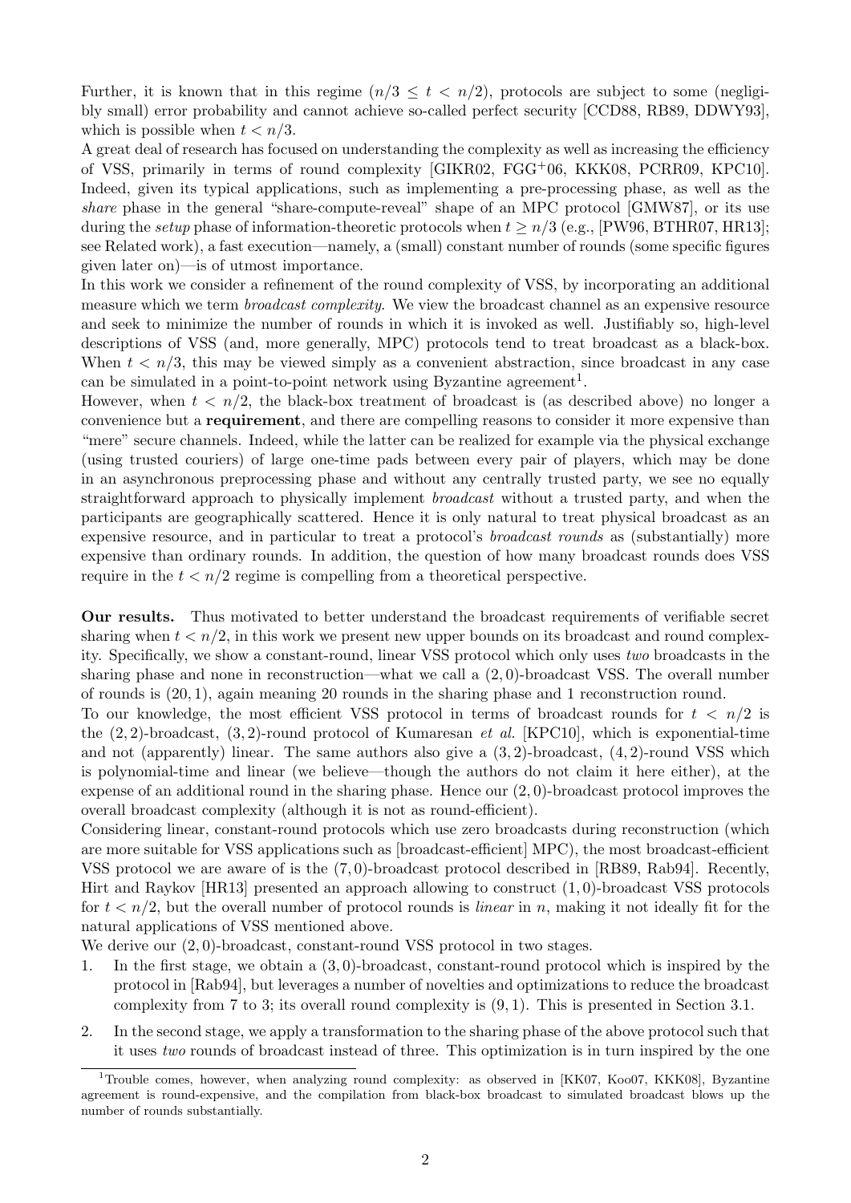Further, it is known that in this regime ($n/3 \leq t < n/2$), protocols are subject to some (negligibly small) error probability and cannot achieve so-called perfect security [CCD88, RB89, DDWY93], which is possible when $t < n/3$.

A great deal of research has focused on understanding the complexity as well as increasing the efficiency of VSS, primarily in terms of round complexity [GIKR02, FGG+06, KKK08, PCRR09, KPC10]. Indeed, given its typical applications, such as implementing a pre-processing phase, as well as the *share* phase in the general "share-compute-reveal" shape of an MPC protocol [GMW87], or its use during the *setup* phase of information-theoretic protocols when $t \geq n/3$ (e.g., [PW96, BTHR07, HR13]; see Related work), a fast execution—namely, a (small) constant number of rounds (some specific figures given later on)—is of utmost importance.

In this work we consider a refinement of the round complexity of VSS, by incorporating an additional measure which we term *broadcast complexity*. We view the broadcast channel as an expensive resource and seek to minimize the number of rounds in which it is invoked as well. Justifiably so, high-level descriptions of VSS (and, more generally, MPC) protocols tend to treat broadcast as a black-box. When $t < n/3$, this may be viewed simply as a convenient abstraction, since broadcast in any case can be simulated in a point-to-point network using Byzantine agreement[1].

However, when $t < n/2$, the black-box treatment of broadcast is (as described above) no longer a convenience but a **requirement**, and there are compelling reasons to consider it more expensive than "mere" secure channels. Indeed, while the latter can be realized for example via the physical exchange (using trusted couriers) of large one-time pads between every pair of players, which may be done in an asynchronous preprocessing phase and without any centrally trusted party, we see no equally straightforward approach to physically implement *broadcast* without a trusted party, and when the participants are geographically scattered. Hence it is only natural to treat physical broadcast as an expensive resource, and in particular to treat a protocol's *broadcast rounds* as (substantially) more expensive than ordinary rounds. In addition, the question of how many broadcast rounds does VSS require in the $t < n/2$ regime is compelling from a theoretical perspective.

**Our results.** Thus motivated to better understand the broadcast requirements of verifiable secret sharing when $t < n/2$, in this work we present new upper bounds on its broadcast and round complexity. Specifically, we show a constant-round, linear VSS protocol which only uses *two* broadcasts in the sharing phase and none in reconstruction—what we call a $(2, 0)$-broadcast VSS. The overall number of rounds is $(20, 1)$, again meaning 20 rounds in the sharing phase and 1 reconstruction round.

To our knowledge, the most efficient VSS protocol in terms of broadcast rounds for $t < n/2$ is the $(2, 2)$-broadcast, $(3, 2)$-round protocol of Kumaresan *et al.* [KPC10], which is exponential-time and not (apparently) linear. The same authors also give a $(3, 2)$-broadcast, $(4, 2)$-round VSS which is polynomial-time and linear (we believe—though the authors do not claim it here either), at the expense of an additional round in the sharing phase. Hence our $(2, 0)$-broadcast protocol improves the overall broadcast complexity (although it is not as round-efficient).

Considering linear, constant-round protocols which use zero broadcasts during reconstruction (which are more suitable for VSS applications such as [broadcast-efficient] MPC), the most broadcast-efficient VSS protocol we are aware of is the $(7, 0)$-broadcast protocol described in [RB89, Rab94]. Recently, Hirt and Raykov [HR13] presented an approach allowing to construct $(1, 0)$-broadcast VSS protocols for $t < n/2$, but the overall number of protocol rounds is *linear* in $n$, making it not ideally fit for the natural applications of VSS mentioned above.

We derive our $(2, 0)$-broadcast, constant-round VSS protocol in two stages.

1. In the first stage, we obtain a $(3, 0)$-broadcast, constant-round protocol which is inspired by the protocol in [Rab94], but leverages a number of novelties and optimizations to reduce the broadcast complexity from 7 to 3; its overall round complexity is $(9, 1)$. This is presented in Section 3.1.
2. In the second stage, we apply a transformation to the sharing phase of the above protocol such that it uses *two* rounds of broadcast instead of three. This optimization is in turn inspired by the one

[1] Trouble comes, however, when analyzing round complexity: as observed in [KK07, Koo07, KKK08], Byzantine agreement is round-expensive, and the compilation from black-box broadcast to simulated broadcast blows up the number of rounds substantially.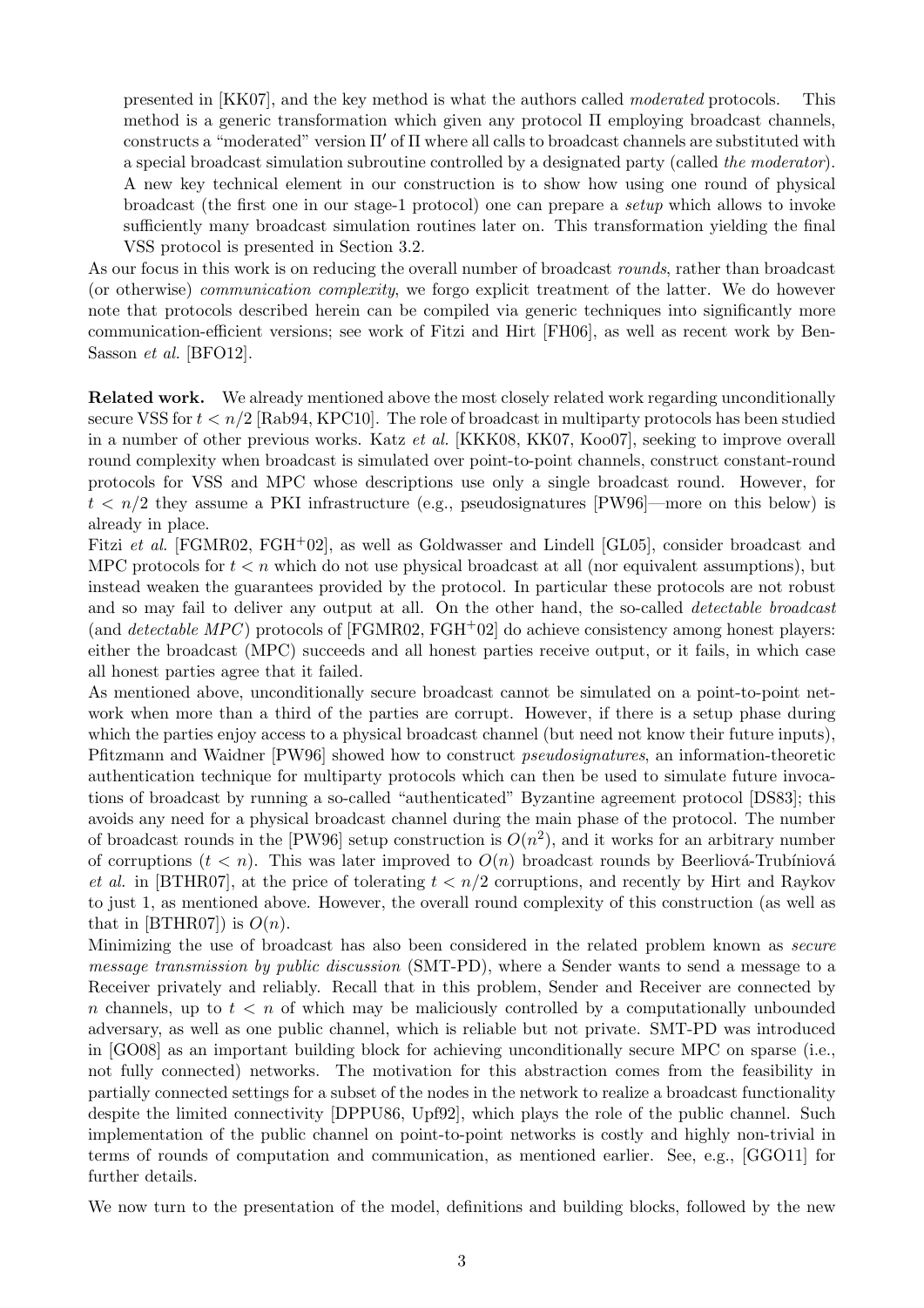presented in [KK07], and the key method is what the authors called *moderated* protocols. This method is a generic transformation which given any protocol $\Pi$ employing broadcast channels, constructs a "moderated" version $\Pi'$ of $\Pi$ where all calls to broadcast channels are substituted with a special broadcast simulation subroutine controlled by a designated party (called *the moderator*). A new key technical element in our construction is to show how using one round of physical broadcast (the first one in our stage-1 protocol) one can prepare a *setup* which allows to invoke sufficiently many broadcast simulation routines later on. This transformation yielding the final VSS protocol is presented in Section 3.2.

As our focus in this work is on reducing the overall number of broadcast *rounds*, rather than broadcast (or otherwise) *communication complexity*, we forgo explicit treatment of the latter. We do however note that protocols described herein can be compiled via generic techniques into significantly more communication-efficient versions; see work of Fitzi and Hirt [FH06], as well as recent work by Ben-Sasson *et al.* [BFO12].

**Related work.** We already mentioned above the most closely related work regarding unconditionally secure VSS for $t < n/2$ [Rab94, KPC10]. The role of broadcast in multiparty protocols has been studied in a number of other previous works. Katz *et al.* [KKK08, KK07, Koo07], seeking to improve overall round complexity when broadcast is simulated over point-to-point channels, construct constant-round protocols for VSS and MPC whose descriptions use only a single broadcast round. However, for $t < n/2$ they assume a PKI infrastructure (e.g., pseudosignatures [PW96]—more on this below) is already in place.

Fitzi *et al.* [FGMR02, FGH+02], as well as Goldwasser and Lindell [GL05], consider broadcast and MPC protocols for $t < n$ which do not use physical broadcast at all (nor equivalent assumptions), but instead weaken the guarantees provided by the protocol. In particular these protocols are not robust and so may fail to deliver any output at all. On the other hand, the so-called *detectable broadcast* (and *detectable MPC*) protocols of [FGMR02, FGH+02] do achieve consistency among honest players: either the broadcast (MPC) succeeds and all honest parties receive output, or it fails, in which case all honest parties agree that it failed.

As mentioned above, unconditionally secure broadcast cannot be simulated on a point-to-point network when more than a third of the parties are corrupt. However, if there is a setup phase during which the parties enjoy access to a physical broadcast channel (but need not know their future inputs), Pfitzmann and Waidner [PW96] showed how to construct *pseudosignatures*, an information-theoretic authentication technique for multiparty protocols which can then be used to simulate future invocations of broadcast by running a so-called "authenticated" Byzantine agreement protocol [DS83]; this avoids any need for a physical broadcast channel during the main phase of the protocol. The number of broadcast rounds in the [PW96] setup construction is $O(n^2)$, and it works for an arbitrary number of corruptions ($t < n$). This was later improved to $O(n)$ broadcast rounds by Beerliová-Trubíniová *et al.* in [BTHR07], at the price of tolerating $t < n/2$ corruptions, and recently by Hirt and Raykov to just 1, as mentioned above. However, the overall round complexity of this construction (as well as that in [BTHR07]) is $O(n)$.

Minimizing the use of broadcast has also been considered in the related problem known as *secure message transmission by public discussion* (SMT-PD), where a Sender wants to send a message to a Receiver privately and reliably. Recall that in this problem, Sender and Receiver are connected by $n$ channels, up to $t < n$ of which may be maliciously controlled by a computationally unbounded adversary, as well as one public channel, which is reliable but not private. SMT-PD was introduced in [GO08] as an important building block for achieving unconditionally secure MPC on sparse (i.e., not fully connected) networks. The motivation for this abstraction comes from the feasibility in partially connected settings for a subset of the nodes in the network to realize a broadcast functionality despite the limited connectivity [DPPU86, Upf92], which plays the role of the public channel. Such implementation of the public channel on point-to-point networks is costly and highly non-trivial in terms of rounds of computation and communication, as mentioned earlier. See, e.g., [GGO11] for further details.

We now turn to the presentation of the model, definitions and building blocks, followed by the new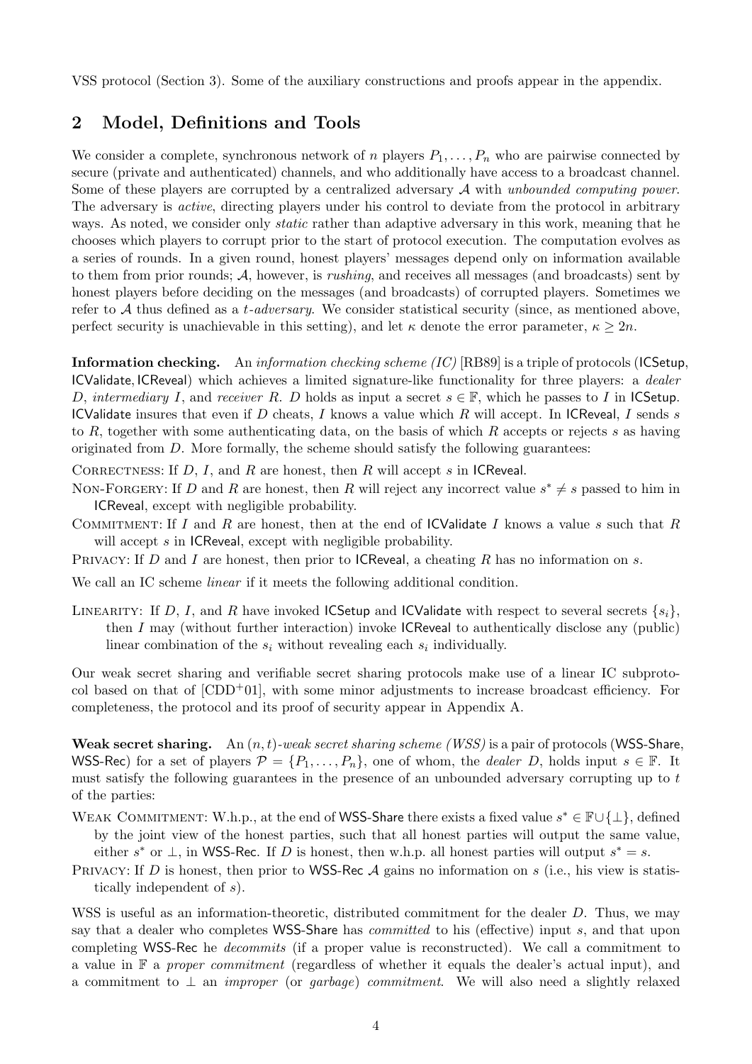VSS protocol (Section 3). Some of the auxiliary constructions and proofs appear in the appendix.

## 2 Model, Definitions and Tools

We consider a complete, synchronous network of $n$ players $P_1, \ldots, P_n$ who are pairwise connected by secure (private and authenticated) channels, and who additionally have access to a broadcast channel. Some of these players are corrupted by a centralized adversary $\mathcal{A}$ with *unbounded computing power*. The adversary is *active*, directing players under his control to deviate from the protocol in arbitrary ways. As noted, we consider only *static* rather than adaptive adversary in this work, meaning that he chooses which players to corrupt prior to the start of protocol execution. The computation evolves as a series of rounds. In a given round, honest players' messages depend only on information available to them from prior rounds; $\mathcal{A}$, however, is *rushing*, and receives all messages (and broadcasts) sent by honest players before deciding on the messages (and broadcasts) of corrupted players. Sometimes we refer to $\mathcal{A}$ thus defined as a *t-adversary*. We consider statistical security (since, as mentioned above, perfect security is unachievable in this setting), and let $\kappa$ denote the error parameter, $\kappa \geq 2n$.

**Information checking.** An *information checking scheme (IC)* [RB89] is a triple of protocols (ICSetup, ICValidate, ICReveal) which achieves a limited signature-like functionality for three players: a *dealer* $D$, *intermediary* $I$, and *receiver* $R$. $D$ holds as input a secret $s \in \mathbb{F}$, which he passes to $I$ in ICSetup. ICValidate insures that even if $D$ cheats, $I$ knows a value which $R$ will accept. In ICReveal, $I$ sends $s$ to $R$, together with some authenticating data, on the basis of which $R$ accepts or rejects $s$ as having originated from $D$. More formally, the scheme should satisfy the following guarantees:

CORRECTNESS: If $D$, $I$, and $R$ are honest, then $R$ will accept $s$ in ICReveal.

NON-FORGERY: If $D$ and $R$ are honest, then $R$ will reject any incorrect value $s^* \neq s$ passed to him in ICReveal, except with negligible probability.

COMMITMENT: If $I$ and $R$ are honest, then at the end of ICValidate $I$ knows a value $s$ such that $R$ will accept $s$ in ICReveal, except with negligible probability.

PRIVACY: If $D$ and $I$ are honest, then prior to ICReveal, a cheating $R$ has no information on $s$.

We call an IC scheme *linear* if it meets the following additional condition.

LINEARITY: If $D$, $I$, and $R$ have invoked ICSetup and ICValidate with respect to several secrets $\{s_i\}$, then $I$ may (without further interaction) invoke ICReveal to authentically disclose any (public) linear combination of the $s_i$ without revealing each $s_i$ individually.

Our weak secret sharing and verifiable secret sharing protocols make use of a linear IC subprotocol based on that of [CDD+01], with some minor adjustments to increase broadcast efficiency. For completeness, the protocol and its proof of security appear in Appendix A.

**Weak secret sharing.** An $(n, t)$*-weak secret sharing scheme (WSS)* is a pair of protocols (WSS-Share, WSS-Rec) for a set of players $\mathcal{P} = \{P_1, \ldots, P_n\}$, one of whom, the *dealer* $D$, holds input $s \in \mathbb{F}$. It must satisfy the following guarantees in the presence of an unbounded adversary corrupting up to $t$ of the parties:

WEAK COMMITMENT: W.h.p., at the end of WSS-Share there exists a fixed value $s^* \in \mathbb{F} \cup \{\perp\}$, defined by the joint view of the honest parties, such that all honest parties will output the same value, either $s^*$ or $\perp$, in WSS-Rec. If $D$ is honest, then w.h.p. all honest parties will output $s^* = s$.

PRIVACY: If $D$ is honest, then prior to WSS-Rec $\mathcal{A}$ gains no information on $s$ (i.e., his view is statistically independent of $s$).

WSS is useful as an information-theoretic, distributed commitment for the dealer $D$. Thus, we may say that a dealer who completes WSS-Share has *committed* to his (effective) input $s$, and that upon completing WSS-Rec he *decommits* (if a proper value is reconstructed). We call a commitment to a value in $\mathbb{F}$ a *proper commitment* (regardless of whether it equals the dealer's actual input), and a commitment to $\perp$ an *improper* (or *garbage*) *commitment*. We will also need a slightly relaxed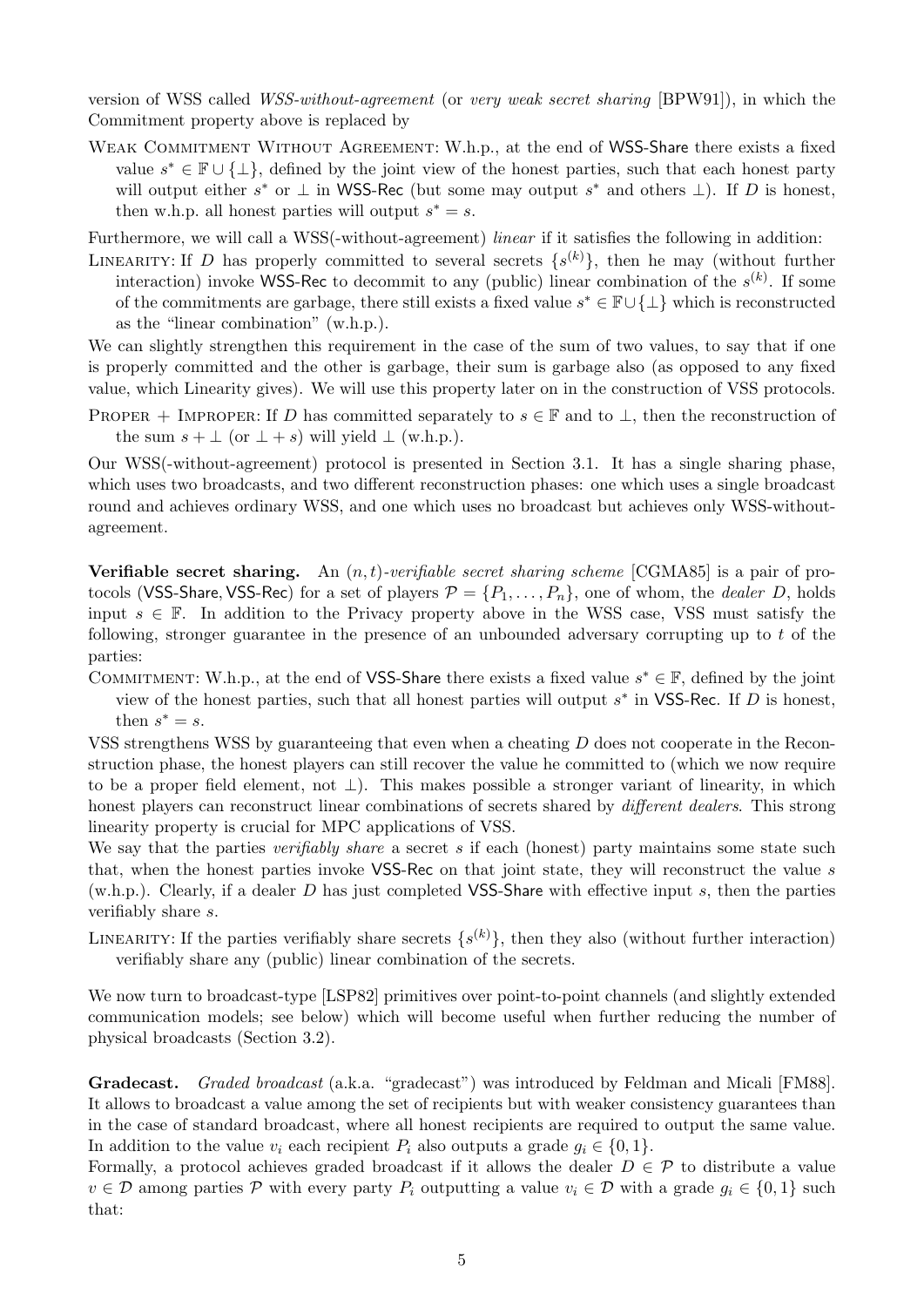version of WSS called *WSS-without-agreement* (or *very weak secret sharing* [BPW91]), in which the Commitment property above is replaced by

Weak Commitment Without Agreement: W.h.p., at the end of WSS-Share there exists a fixed value $s^* \in \mathbb{F} \cup \{\bot\}$, defined by the joint view of the honest parties, such that each honest party will output either $s^*$ or $\bot$ in WSS-Rec (but some may output $s^*$ and others $\bot$). If $D$ is honest, then w.h.p. all honest parties will output $s^* = s$.

Furthermore, we will call a WSS(-without-agreement) *linear* if it satisfies the following in addition:

Linearity: If $D$ has properly committed to several secrets $\{s^{(k)}\}$, then he may (without further interaction) invoke WSS-Rec to decommit to any (public) linear combination of the $s^{(k)}$. If some of the commitments are garbage, there still exists a fixed value $s^* \in \mathbb{F} \cup \{\bot\}$ which is reconstructed as the "linear combination" (w.h.p.).

We can slightly strengthen this requirement in the case of the sum of two values, to say that if one is properly committed and the other is garbage, their sum is garbage also (as opposed to any fixed value, which Linearity gives). We will use this property later on in the construction of VSS protocols.

Proper + Improper: If $D$ has committed separately to $s \in \mathbb{F}$ and to $\bot$, then the reconstruction of the sum $s + \bot$ (or $\bot + s$) will yield $\bot$ (w.h.p.).

Our WSS(-without-agreement) protocol is presented in Section 3.1. It has a single sharing phase, which uses two broadcasts, and two different reconstruction phases: one which uses a single broadcast round and achieves ordinary WSS, and one which uses no broadcast but achieves only WSS-without-agreement.

**Verifiable secret sharing.** An $(n, t)$-*verifiable secret sharing scheme* [CGMA85] is a pair of protocols (VSS-Share, VSS-Rec) for a set of players $\mathcal{P} = \{P_1, \ldots, P_n\}$, one of whom, the *dealer* $D$, holds input $s \in \mathbb{F}$. In addition to the Privacy property above in the WSS case, VSS must satisfy the following, stronger guarantee in the presence of an unbounded adversary corrupting up to $t$ of the parties:

Commitment: W.h.p., at the end of VSS-Share there exists a fixed value $s^* \in \mathbb{F}$, defined by the joint view of the honest parties, such that all honest parties will output $s^*$ in VSS-Rec. If $D$ is honest, then $s^* = s$.

VSS strengthens WSS by guaranteeing that even when a cheating $D$ does not cooperate in the Reconstruction phase, the honest players can still recover the value he committed to (which we now require to be a proper field element, not $\bot$). This makes possible a stronger variant of linearity, in which honest players can reconstruct linear combinations of secrets shared by *different dealers*. This strong linearity property is crucial for MPC applications of VSS.

We say that the parties *verifiably share* a secret $s$ if each (honest) party maintains some state such that, when the honest parties invoke VSS-Rec on that joint state, they will reconstruct the value $s$ (w.h.p.). Clearly, if a dealer $D$ has just completed VSS-Share with effective input $s$, then the parties verifiably share $s$.

Linearity: If the parties verifiably share secrets $\{s^{(k)}\}$, then they also (without further interaction) verifiably share any (public) linear combination of the secrets.

We now turn to broadcast-type [LSP82] primitives over point-to-point channels (and slightly extended communication models; see below) which will become useful when further reducing the number of physical broadcasts (Section 3.2).

**Gradecast.** *Graded broadcast* (a.k.a. "gradecast") was introduced by Feldman and Micali [FM88]. It allows to broadcast a value among the set of recipients but with weaker consistency guarantees than in the case of standard broadcast, where all honest recipients are required to output the same value. In addition to the value $v_i$ each recipient $P_i$ also outputs a grade $g_i \in \{0, 1\}$.

Formally, a protocol achieves graded broadcast if it allows the dealer $D \in \mathcal{P}$ to distribute a value $v \in \mathcal{D}$ among parties $\mathcal{P}$ with every party $P_i$ outputting a value $v_i \in \mathcal{D}$ with a grade $g_i \in \{0, 1\}$ such that: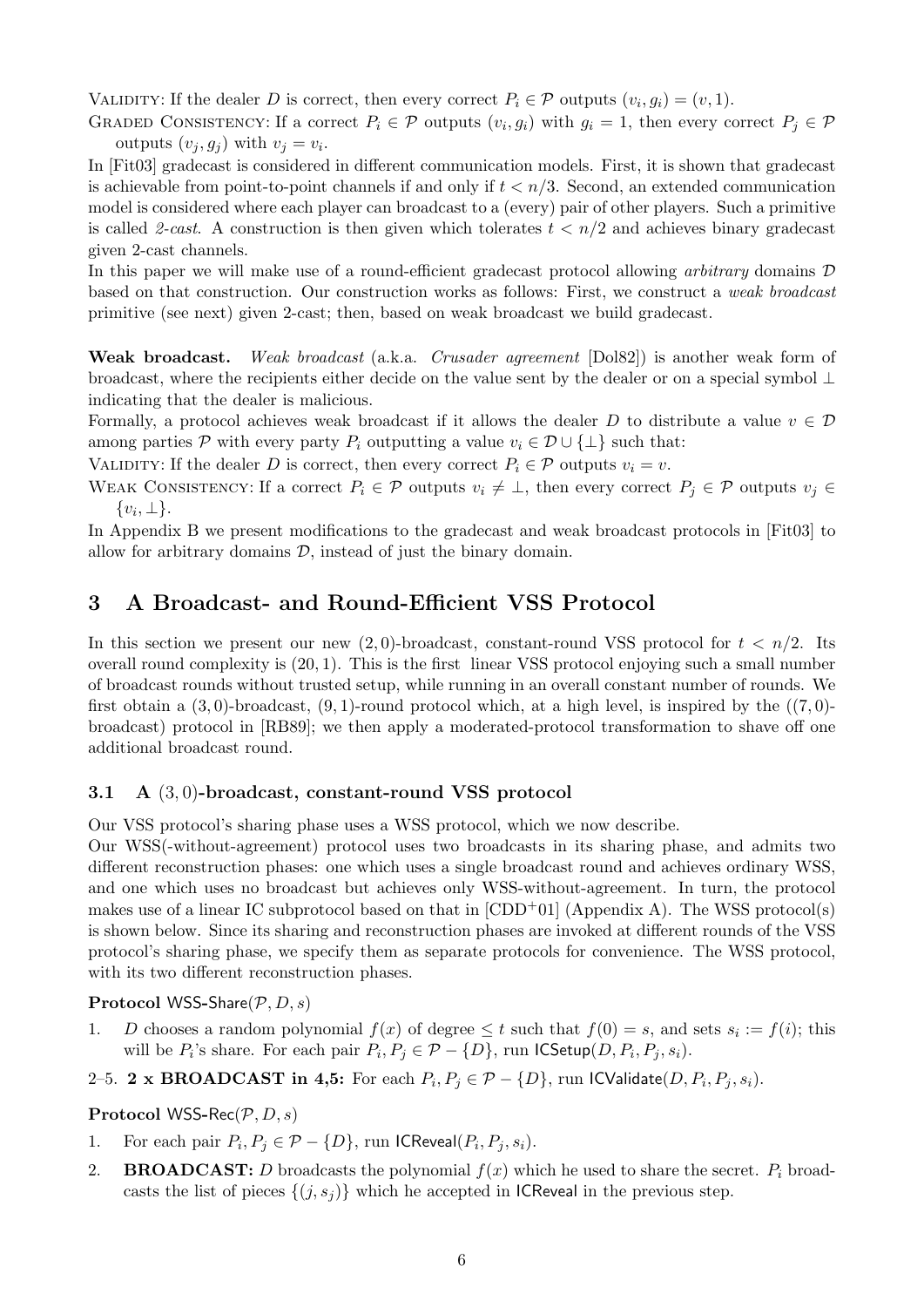VALIDITY: If the dealer $D$ is correct, then every correct $P_i \in \mathcal{P}$ outputs $(v_i, g_i) = (v, 1)$.

GRADED CONSISTENCY: If a correct $P_i \in \mathcal{P}$ outputs $(v_i, g_i)$ with $g_i = 1$, then every correct $P_j \in \mathcal{P}$ outputs $(v_j, g_j)$ with $v_j = v_i$.

In [Fit03] gradecast is considered in different communication models. First, it is shown that gradecast is achievable from point-to-point channels if and only if $t < n/3$. Second, an extended communication model is considered where each player can broadcast to a (every) pair of other players. Such a primitive is called *2-cast*. A construction is then given which tolerates $t < n/2$ and achieves binary gradecast given 2-cast channels.

In this paper we will make use of a round-efficient gradecast protocol allowing *arbitrary* domains $\mathcal{D}$ based on that construction. Our construction works as follows: First, we construct a *weak broadcast* primitive (see next) given 2-cast; then, based on weak broadcast we build gradecast.

**Weak broadcast.** *Weak broadcast* (a.k.a. *Crusader agreement* [Dol82]) is another weak form of broadcast, where the recipients either decide on the value sent by the dealer or on a special symbol $\perp$ indicating that the dealer is malicious.

Formally, a protocol achieves weak broadcast if it allows the dealer $D$ to distribute a value $v \in \mathcal{D}$ among parties $\mathcal{P}$ with every party $P_i$ outputting a value $v_i \in \mathcal{D} \cup \{\perp\}$ such that:

VALIDITY: If the dealer $D$ is correct, then every correct $P_i \in \mathcal{P}$ outputs $v_i = v$.

WEAK CONSISTENCY: If a correct $P_i \in \mathcal{P}$ outputs $v_i \neq \perp$, then every correct $P_j \in \mathcal{P}$ outputs $v_j \in \{v_i, \perp\}$.

In Appendix B we present modifications to the gradecast and weak broadcast protocols in [Fit03] to allow for arbitrary domains $\mathcal{D}$, instead of just the binary domain.

# 3 A Broadcast- and Round-Efficient VSS Protocol

In this section we present our new $(2,0)$-broadcast, constant-round VSS protocol for $t < n/2$. Its overall round complexity is $(20,1)$. This is the first linear VSS protocol enjoying such a small number of broadcast rounds without trusted setup, while running in an overall constant number of rounds. We first obtain a $(3,0)$-broadcast, $(9,1)$-round protocol which, at a high level, is inspired by the ($(7,0)$-broadcast) protocol in [RB89]; we then apply a moderated-protocol transformation to shave off one additional broadcast round.

## 3.1 A $(3,0)$-broadcast, constant-round VSS protocol

Our VSS protocol's sharing phase uses a WSS protocol, which we now describe.

Our WSS(-without-agreement) protocol uses two broadcasts in its sharing phase, and admits two different reconstruction phases: one which uses a single broadcast round and achieves ordinary WSS, and one which uses no broadcast but achieves only WSS-without-agreement. In turn, the protocol makes use of a linear IC subprotocol based on that in [CDD+01] (Appendix A). The WSS protocol(s) is shown below. Since its sharing and reconstruction phases are invoked at different rounds of the VSS protocol's sharing phase, we specify them as separate protocols for convenience. The WSS protocol, with its two different reconstruction phases.

**Protocol** WSS-Share($\mathcal{P}, D, s$)

1. $D$ chooses a random polynomial $f(x)$ of degree $\leq t$ such that $f(0) = s$, and sets $s_i := f(i)$; this will be $P_i$'s share. For each pair $P_i, P_j \in \mathcal{P} - \{D\}$, run ICSetup($D, P_i, P_j, s_i$).

2–5. **2 x BROADCAST in 4,5:** For each $P_i, P_j \in \mathcal{P} - \{D\}$, run ICValidate($D, P_i, P_j, s_i$).

**Protocol** WSS-Rec($\mathcal{P}, D, s$)

1. For each pair $P_i, P_j \in \mathcal{P} - \{D\}$, run ICReveal($P_i, P_j, s_i$).
2. **BROADCAST:** $D$ broadcasts the polynomial $f(x)$ which he used to share the secret. $P_i$ broadcasts the list of pieces $\{(j, s_j)\}$ which he accepted in ICReveal in the previous step.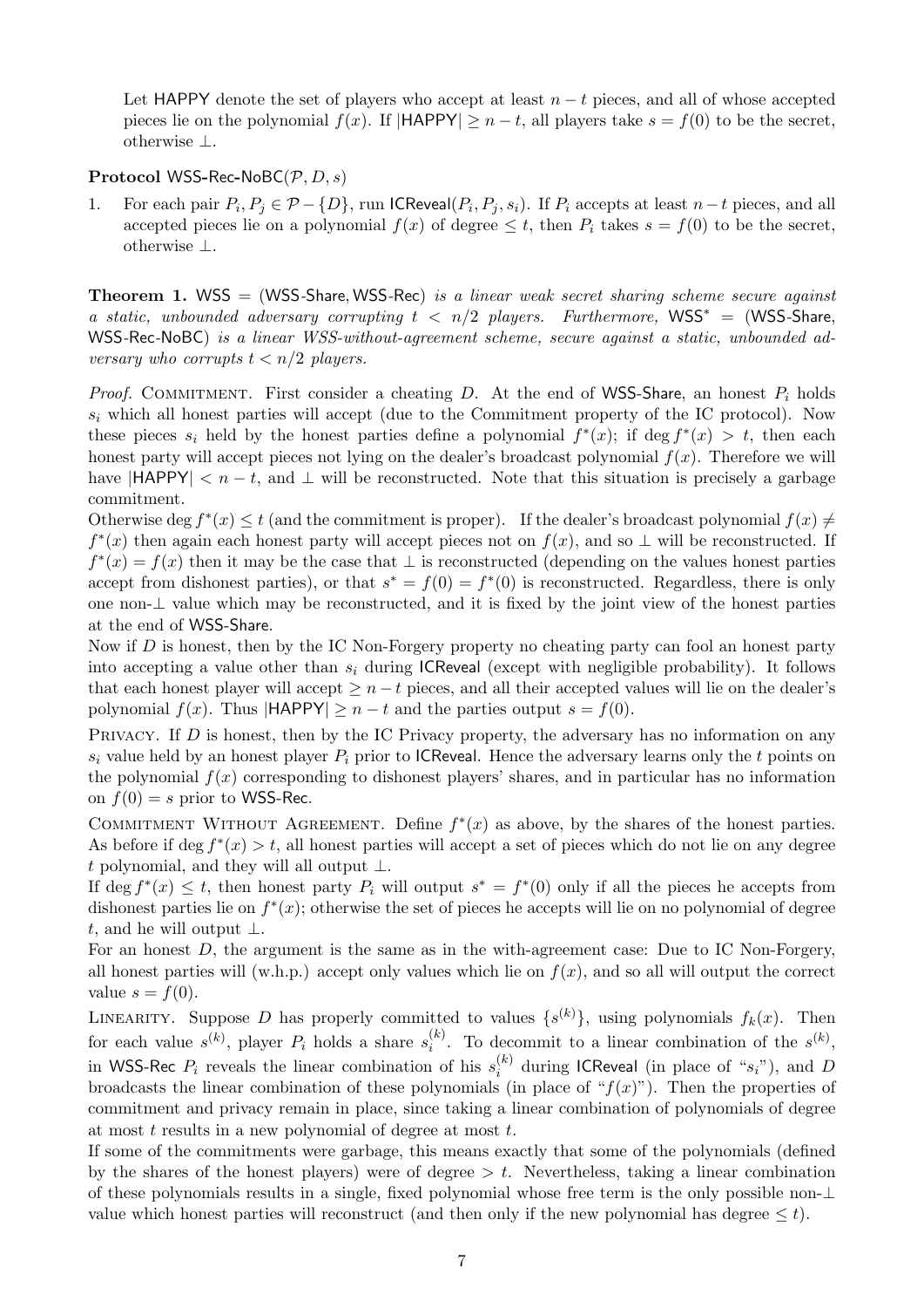Let HAPPY denote the set of players who accept at least $n-t$ pieces, and all of whose accepted pieces lie on the polynomial $f(x)$. If $|\mathsf{HAPPY}| \geq n-t$, all players take $s = f(0)$ to be the secret, otherwise $\perp$.

**Protocol** WSS-Rec-NoBC$(\mathcal{P}, D, s)$

1. For each pair $P_i, P_j \in \mathcal{P} - \{D\}$, run ICReveal$(P_i, P_j, s_i)$. If $P_i$ accepts at least $n-t$ pieces, and all accepted pieces lie on a polynomial $f(x)$ of degree $\leq t$, then $P_i$ takes $s = f(0)$ to be the secret, otherwise $\perp$.

**Theorem 1.** *WSS = (WSS-Share, WSS-Rec) is a linear weak secret sharing scheme secure against a static, unbounded adversary corrupting $t < n/2$ players. Furthermore, WSS$^*$ = (WSS-Share, WSS-Rec-NoBC) is a linear WSS-without-agreement scheme, secure against a static, unbounded adversary who corrupts $t < n/2$ players.*

*Proof.* Commitment. First consider a cheating $D$. At the end of WSS-Share, an honest $P_i$ holds $s_i$ which all honest parties will accept (due to the Commitment property of the IC protocol). Now these pieces $s_i$ held by the honest parties define a polynomial $f^*(x)$; if $\deg f^*(x) > t$, then each honest party will accept pieces not lying on the dealer's broadcast polynomial $f(x)$. Therefore we will have $|\mathsf{HAPPY}| < n-t$, and $\perp$ will be reconstructed. Note that this situation is precisely a garbage commitment.

Otherwise $\deg f^*(x) \leq t$ (and the commitment is proper). If the dealer's broadcast polynomial $f(x) \neq f^*(x)$ then again each honest party will accept pieces not on $f(x)$, and so $\perp$ will be reconstructed. If $f^*(x) = f(x)$ then it may be the case that $\perp$ is reconstructed (depending on the values honest parties accept from dishonest parties), or that $s^* = f(0) = f^*(0)$ is reconstructed. Regardless, there is only one non-$\perp$ value which may be reconstructed, and it is fixed by the joint view of the honest parties at the end of WSS-Share.

Now if $D$ is honest, then by the IC Non-Forgery property no cheating party can fool an honest party into accepting a value other than $s_i$ during ICReveal (except with negligible probability). It follows that each honest player will accept $\geq n-t$ pieces, and all their accepted values will lie on the dealer's polynomial $f(x)$. Thus $|\mathsf{HAPPY}| \geq n-t$ and the parties output $s = f(0)$.

Privacy. If $D$ is honest, then by the IC Privacy property, the adversary has no information on any $s_i$ value held by an honest player $P_i$ prior to ICReveal. Hence the adversary learns only the $t$ points on the polynomial $f(x)$ corresponding to dishonest players' shares, and in particular has no information on $f(0) = s$ prior to WSS-Rec.

Commitment Without Agreement. Define $f^*(x)$ as above, by the shares of the honest parties. As before if $\deg f^*(x) > t$, all honest parties will accept a set of pieces which do not lie on any degree $t$ polynomial, and they will all output $\perp$.

If $\deg f^*(x) \leq t$, then honest party $P_i$ will output $s^* = f^*(0)$ only if all the pieces he accepts from dishonest parties lie on $f^*(x)$; otherwise the set of pieces he accepts will lie on no polynomial of degree $t$, and he will output $\perp$.

For an honest $D$, the argument is the same as in the with-agreement case: Due to IC Non-Forgery, all honest parties will (w.h.p.) accept only values which lie on $f(x)$, and so all will output the correct value $s = f(0)$.

Linearity. Suppose $D$ has properly committed to values $\{s^{(k)}\}$, using polynomials $f_k(x)$. Then for each value $s^{(k)}$, player $P_i$ holds a share $s_i^{(k)}$. To decommit to a linear combination of the $s^{(k)}$, in WSS-Rec $P_i$ reveals the linear combination of his $s_i^{(k)}$ during ICReveal (in place of "$s_i$"), and $D$ broadcasts the linear combination of these polynomials (in place of "$f(x)$"). Then the properties of commitment and privacy remain in place, since taking a linear combination of polynomials of degree at most $t$ results in a new polynomial of degree at most $t$.

If some of the commitments were garbage, this means exactly that some of the polynomials (defined by the shares of the honest players) were of degree $> t$. Nevertheless, taking a linear combination of these polynomials results in a single, fixed polynomial whose free term is the only possible non-$\perp$ value which honest parties will reconstruct (and then only if the new polynomial has degree $\leq t$).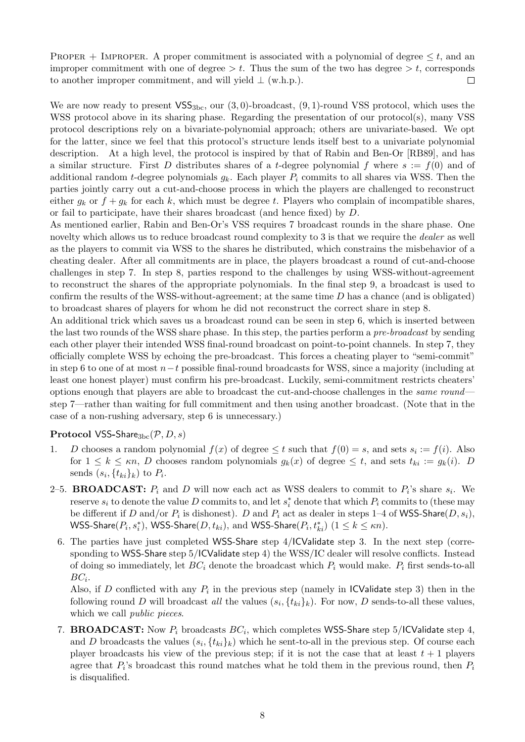PROPER + IMPROPER. A proper commitment is associated with a polynomial of degree $\leq t$, and an improper commitment with one of degree $> t$. Thus the sum of the two has degree $> t$, corresponds to another improper commitment, and will yield $\perp$ (w.h.p.). □

We are now ready to present $\mathsf{VSS}_{3bc}$, our $(3,0)$-broadcast, $(9,1)$-round VSS protocol, which uses the WSS protocol above in its sharing phase. Regarding the presentation of our protocol(s), many VSS protocol descriptions rely on a bivariate-polynomial approach; others are univariate-based. We opt for the latter, since we feel that this protocol's structure lends itself best to a univariate polynomial description. At a high level, the protocol is inspired by that of Rabin and Ben-Or [RB89], and has a similar structure. First $D$ distributes shares of a $t$-degree polynomial $f$ where $s := f(0)$ and of additional random $t$-degree polynomials $g_k$. Each player $P_i$ commits to all shares via WSS. Then the parties jointly carry out a cut-and-choose process in which the players are challenged to reconstruct either $g_k$ or $f + g_k$ for each $k$, which must be degree $t$. Players who complain of incompatible shares, or fail to participate, have their shares broadcast (and hence fixed) by $D$.

As mentioned earlier, Rabin and Ben-Or's VSS requires 7 broadcast rounds in the share phase. One novelty which allows us to reduce broadcast round complexity to 3 is that we require the *dealer* as well as the players to commit via WSS to the shares he distributed, which constrains the misbehavior of a cheating dealer. After all commitments are in place, the players broadcast a round of cut-and-choose challenges in step 7. In step 8, parties respond to the challenges by using WSS-without-agreement to reconstruct the shares of the appropriate polynomials. In the final step 9, a broadcast is used to confirm the results of the WSS-without-agreement; at the same time $D$ has a chance (and is obligated) to broadcast shares of players for whom he did not reconstruct the correct share in step 8.

An additional trick which saves us a broadcast round can be seen in step 6, which is inserted between the last two rounds of the WSS share phase. In this step, the parties perform a *pre-broadcast* by sending each other player their intended WSS final-round broadcast on point-to-point channels. In step 7, they officially complete WSS by echoing the pre-broadcast. This forces a cheating player to "semi-commit" in step 6 to one of at most $n-t$ possible final-round broadcasts for WSS, since a majority (including at least one honest player) must confirm his pre-broadcast. Luckily, semi-commitment restricts cheaters' options enough that players are able to broadcast the cut-and-choose challenges in the *same round*—step 7—rather than waiting for full commitment and then using another broadcast. (Note that in the case of a non-rushing adversary, step 6 is unnecessary.)

**Protocol** $\mathsf{VSS\text{-}Share}_{3bc}(\mathcal{P}, D, s)$

1. $D$ chooses a random polynomial $f(x)$ of degree $\leq t$ such that $f(0) = s$, and sets $s_i := f(i)$. Also for $1 \leq k \leq \kappa n$, $D$ chooses random polynomials $g_k(x)$ of degree $\leq t$, and sets $t_{ki} := g_k(i)$. $D$ sends $(s_i, \{t_{ki}\}_k)$ to $P_i$.

2–5. **BROADCAST:** $P_i$ and $D$ will now each act as WSS dealers to commit to $P_i$'s share $s_i$. We reserve $s_i$ to denote the value $D$ commits to, and let $s_i^*$ denote that which $P_i$ commits to (these may be different if $D$ and/or $P_i$ is dishonest). $D$ and $P_i$ act as dealer in steps 1–4 of $\mathsf{WSS\text{-}Share}(D, s_i)$, $\mathsf{WSS\text{-}Share}(P_i, s_i^*)$, $\mathsf{WSS\text{-}Share}(D, t_{ki})$, and $\mathsf{WSS\text{-}Share}(P_i, t_{ki}^*)$ $(1 \leq k \leq \kappa n)$.

6. The parties have just completed $\mathsf{WSS\text{-}Share}$ step 4/$\mathsf{ICValidate}$ step 3. In the next step (corresponding to $\mathsf{WSS\text{-}Share}$ step 5/$\mathsf{ICValidate}$ step 4) the WSS/IC dealer will resolve conflicts. Instead of doing so immediately, let $BC_i$ denote the broadcast which $P_i$ would make. $P_i$ first sends-to-all $BC_i$.

   Also, if $D$ conflicted with any $P_i$ in the previous step (namely in $\mathsf{ICValidate}$ step 3) then in the following round $D$ will broadcast *all* the values $(s_i, \{t_{ki}\}_k)$. For now, $D$ sends-to-all these values, which we call *public pieces*.

7. **BROADCAST:** Now $P_i$ broadcasts $BC_i$, which completes $\mathsf{WSS\text{-}Share}$ step 5/$\mathsf{ICValidate}$ step 4, and $D$ broadcasts the values $(s_i, \{t_{ki}\}_k)$ which he sent-to-all in the previous step. Of course each player broadcasts his view of the previous step; if it is not the case that at least $t+1$ players agree that $P_i$'s broadcast this round matches what he told them in the previous round, then $P_i$ is disqualified.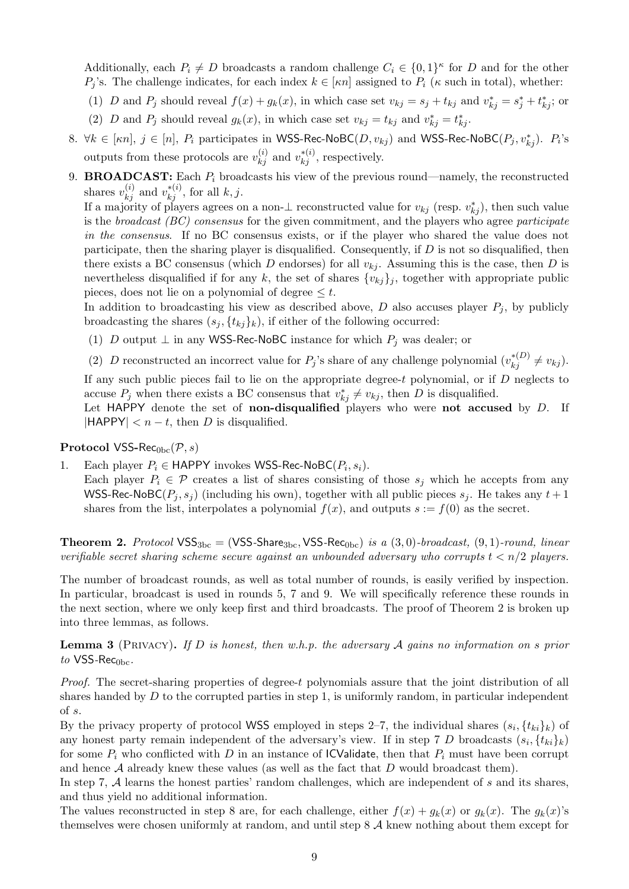Additionally, each $P_i \neq D$ broadcasts a random challenge $C_i \in \{0,1\}^\kappa$ for $D$ and for the other $P_j$'s. The challenge indicates, for each index $k \in [\kappa n]$ assigned to $P_i$ ($\kappa$ such in total), whether:

(1) $D$ and $P_j$ should reveal $f(x) + g_k(x)$, in which case set $v_{kj} = s_j + t_{kj}$ and $v^*_{kj} = s^*_j + t^*_{kj}$; or

(2) $D$ and $P_j$ should reveal $g_k(x)$, in which case set $v_{kj} = t_{kj}$ and $v^*_{kj} = t^*_{kj}$.

8. $\forall k \in [\kappa n]$, $j \in [n]$, $P_i$ participates in WSS-Rec-NoBC$(D, v_{kj})$ and WSS-Rec-NoBC$(P_j, v^*_{kj})$. $P_i$'s outputs from these protocols are $v^{(i)}_{kj}$ and $v^{*(i)}_{kj}$, respectively.

9. **BROADCAST:** Each $P_i$ broadcasts his view of the previous round—namely, the reconstructed shares $v^{(i)}_{kj}$ and $v^{*(i)}_{kj}$, for all $k, j$.
If a majority of players agrees on a non-$\perp$ reconstructed value for $v_{kj}$ (resp. $v^*_{kj}$), then such value is the *broadcast (BC) consensus* for the given commitment, and the players who agree *participate in the consensus*. If no BC consensus exists, or if the player who shared the value does not participate, then the sharing player is disqualified. Consequently, if $D$ is not so disqualified, then there exists a BC consensus (which $D$ endorses) for all $v_{kj}$. Assuming this is the case, then $D$ is nevertheless disqualified if for any $k$, the set of shares $\{v_{kj}\}_j$, together with appropriate public pieces, does not lie on a polynomial of degree $\leq t$.
In addition to broadcasting his view as described above, $D$ also accuses player $P_j$, by publicly broadcasting the shares $(s_j, \{t_{kj}\}_k)$, if either of the following occurred:

(1) $D$ output $\perp$ in any WSS-Rec-NoBC instance for which $P_j$ was dealer; or

(2) $D$ reconstructed an incorrect value for $P_j$'s share of any challenge polynomial ($v^{*(D)}_{kj} \neq v_{kj}$).

If any such public pieces fail to lie on the appropriate degree-$t$ polynomial, or if $D$ neglects to accuse $P_j$ when there exists a BC consensus that $v^*_{kj} \neq v_{kj}$, then $D$ is disqualified.
Let HAPPY denote the set of **non-disqualified** players who were **not accused** by $D$. If $|\mathsf{HAPPY}| < n - t$, then $D$ is disqualified.

**Protocol** VSS-Rec$_{0\text{bc}}(\mathcal{P}, s)$

1. Each player $P_i \in$ HAPPY invokes WSS-Rec-NoBC$(P_i, s_i)$.
Each player $P_i \in \mathcal{P}$ creates a list of shares consisting of those $s_j$ which he accepts from any WSS-Rec-NoBC$(P_j, s_j)$ (including his own), together with all public pieces $s_j$. He takes any $t+1$ shares from the list, interpolates a polynomial $f(x)$, and outputs $s := f(0)$ as the secret.

**Theorem 2.** *Protocol* VSS$_{3\text{bc}}$ = (VSS-Share$_{3\text{bc}}$, VSS-Rec$_{0\text{bc}}$) *is a* $(3,0)$*-broadcast,* $(9,1)$*-round, linear verifiable secret sharing scheme secure against an unbounded adversary who corrupts* $t < n/2$ *players.*

The number of broadcast rounds, as well as total number of rounds, is easily verified by inspection. In particular, broadcast is used in rounds 5, 7 and 9. We will specifically reference these rounds in the next section, where we only keep first and third broadcasts. The proof of Theorem 2 is broken up into three lemmas, as follows.

**Lemma 3** (Privacy)**.** *If $D$ is honest, then w.h.p. the adversary $\mathcal{A}$ gains no information on $s$ prior to* VSS-Rec$_{0\text{bc}}$.

*Proof.* The secret-sharing properties of degree-$t$ polynomials assure that the joint distribution of all shares handed by $D$ to the corrupted parties in step 1, is uniformly random, in particular independent of $s$.
By the privacy property of protocol WSS employed in steps 2–7, the individual shares $(s_i, \{t_{ki}\}_k)$ of any honest party remain independent of the adversary's view. If in step 7 $D$ broadcasts $(s_i, \{t_{ki}\}_k)$ for some $P_i$ who conflicted with $D$ in an instance of ICValidate, then that $P_i$ must have been corrupt and hence $\mathcal{A}$ already knew these values (as well as the fact that $D$ would broadcast them).
In step 7, $\mathcal{A}$ learns the honest parties' random challenges, which are independent of $s$ and its shares, and thus yield no additional information.
The values reconstructed in step 8 are, for each challenge, either $f(x) + g_k(x)$ or $g_k(x)$. The $g_k(x)$'s themselves were chosen uniformly at random, and until step 8 $\mathcal{A}$ knew nothing about them except for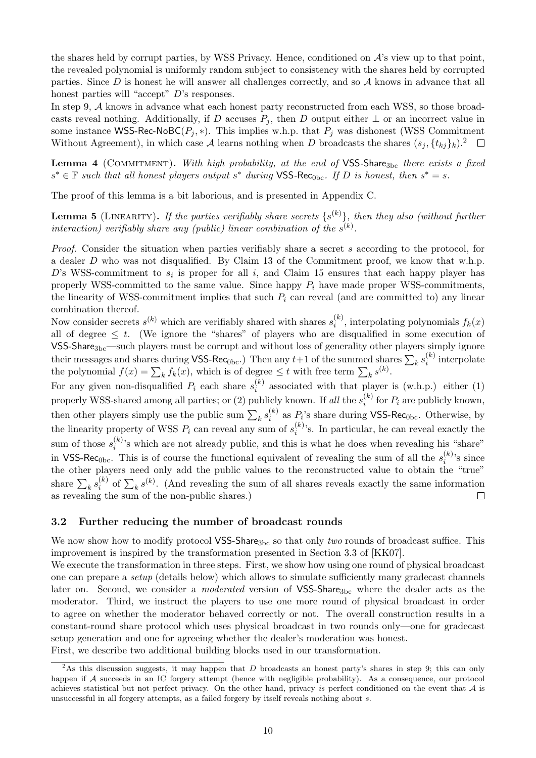the shares held by corrupt parties, by WSS Privacy. Hence, conditioned on $\mathcal{A}$'s view up to that point, the revealed polynomial is uniformly random subject to consistency with the shares held by corrupted parties. Since $D$ is honest he will answer all challenges correctly, and so $\mathcal{A}$ knows in advance that all honest parties will "accept" $D$'s responses.

In step 9, $\mathcal{A}$ knows in advance what each honest party reconstructed from each WSS, so those broadcasts reveal nothing. Additionally, if $D$ accuses $P_j$, then $D$ output either $\perp$ or an incorrect value in some instance $\mathsf{WSS\text{-}Rec\text{-}NoBC}(P_j, *)$. This implies w.h.p. that $P_j$ was dishonest (WSS Commitment Without Agreement), in which case $\mathcal{A}$ learns nothing when $D$ broadcasts the shares $(s_j, \{t_{kj}\}_k)$.[2] ☐

**Lemma 4** (Commitment). *With high probability, at the end of $\mathsf{VSS\text{-}Share}_{3bc}$ there exists a fixed $s^* \in \mathbb{F}$ such that all honest players output $s^*$ during $\mathsf{VSS\text{-}Rec}_{0bc}$. If $D$ is honest, then $s^* = s$.*

The proof of this lemma is a bit laborious, and is presented in Appendix C.

**Lemma 5** (Linearity). *If the parties verifiably share secrets $\{s^{(k)}\}$, then they also (without further interaction) verifiably share any (public) linear combination of the $s^{(k)}$.*

*Proof.* Consider the situation when parties verifiably share a secret $s$ according to the protocol, for a dealer $D$ who was not disqualified. By Claim 13 of the Commitment proof, we know that w.h.p. $D$'s WSS-commitment to $s_i$ is proper for all $i$, and Claim 15 ensures that each happy player has properly WSS-committed to the same value. Since happy $P_i$ have made proper WSS-commitments, the linearity of WSS-commitment implies that such $P_i$ can reveal (and are committed to) any linear combination thereof.

Now consider secrets $s^{(k)}$ which are verifiably shared with shares $s_i^{(k)}$, interpolating polynomials $f_k(x)$ all of degree $\leq t$. (We ignore the "shares" of players who are disqualified in some execution of $\mathsf{VSS\text{-}Share}_{3bc}$—such players must be corrupt and without loss of generality other players simply ignore their messages and shares during $\mathsf{VSS\text{-}Rec}_{0bc}$.) Then any $t+1$ of the summed shares $\sum_k s_i^{(k)}$ interpolate the polynomial $f(x) = \sum_k f_k(x)$, which is of degree $\leq t$ with free term $\sum_k s^{(k)}$.

For any given non-disqualified $P_i$ each share $s_i^{(k)}$ associated with that player is (w.h.p.) either (1) properly WSS-shared among all parties; or (2) publicly known. If *all* the $s_i^{(k)}$ for $P_i$ are publicly known, then other players simply use the public sum $\sum_k s_i^{(k)}$ as $P_i$'s share during $\mathsf{VSS\text{-}Rec}_{0bc}$. Otherwise, by the linearity property of WSS $P_i$ can reveal any sum of $s_i^{(k)}$'s. In particular, he can reveal exactly the sum of those $s_i^{(k)}$'s which are not already public, and this is what he does when revealing his "share" in $\mathsf{VSS\text{-}Rec}_{0bc}$. This is of course the functional equivalent of revealing the sum of all the $s_i^{(k)}$'s since the other players need only add the public values to the reconstructed value to obtain the "true" share $\sum_k s_i^{(k)}$ of $\sum_k s^{(k)}$. (And revealing the sum of all shares reveals exactly the same information as revealing the sum of the non-public shares.) ☐

### 3.2 Further reducing the number of broadcast rounds

We now show how to modify protocol $\mathsf{VSS\text{-}Share}_{3bc}$ so that only *two* rounds of broadcast suffice. This improvement is inspired by the transformation presented in Section 3.3 of [KK07].

We execute the transformation in three steps. First, we show how using one round of physical broadcast one can prepare a *setup* (details below) which allows to simulate sufficiently many gradecast channels later on. Second, we consider a *moderated* version of $\mathsf{VSS\text{-}Share}_{3bc}$ where the dealer acts as the moderator. Third, we instruct the players to use one more round of physical broadcast in order to agree on whether the moderator behaved correctly or not. The overall construction results in a constant-round share protocol which uses physical broadcast in two rounds only—one for gradecast setup generation and one for agreeing whether the dealer's moderation was honest.

First, we describe two additional building blocks used in our transformation.

[2] As this discussion suggests, it may happen that $D$ broadcasts an honest party's shares in step 9; this can only happen if $\mathcal{A}$ succeeds in an IC forgery attempt (hence with negligible probability). As a consequence, our protocol achieves statistical but not perfect privacy. On the other hand, privacy *is* perfect conditioned on the event that $\mathcal{A}$ is unsuccessful in all forgery attempts, as a failed forgery by itself reveals nothing about $s$.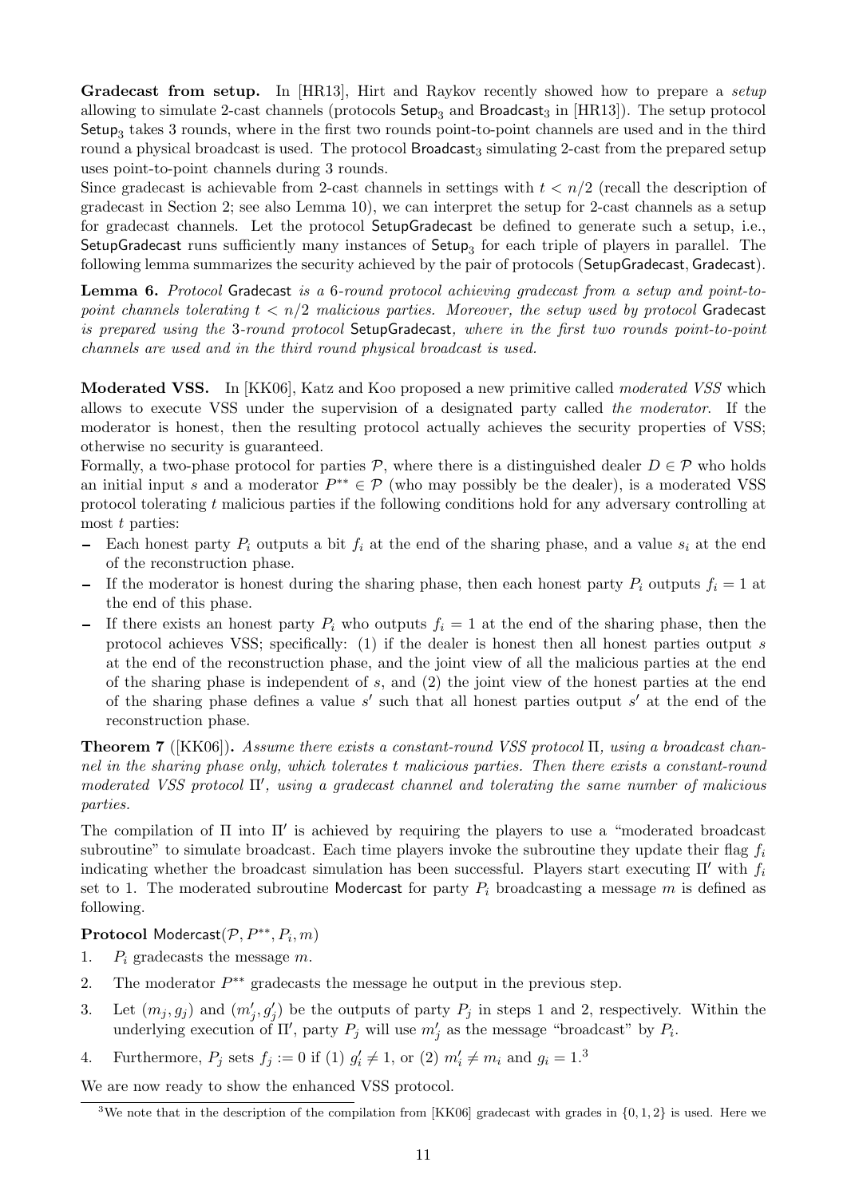**Gradecast from setup.** In [HR13], Hirt and Raykov recently showed how to prepare a *setup* allowing to simulate 2-cast channels (protocols $\mathsf{Setup}_3$ and $\mathsf{Broadcast}_3$ in [HR13]). The setup protocol $\mathsf{Setup}_3$ takes 3 rounds, where in the first two rounds point-to-point channels are used and in the third round a physical broadcast is used. The protocol $\mathsf{Broadcast}_3$ simulating 2-cast from the prepared setup uses point-to-point channels during 3 rounds.

Since gradecast is achievable from 2-cast channels in settings with $t < n/2$ (recall the description of gradecast in Section 2; see also Lemma 10), we can interpret the setup for 2-cast channels as a setup for gradecast channels. Let the protocol SetupGradecast be defined to generate such a setup, i.e., SetupGradecast runs sufficiently many instances of $\mathsf{Setup}_3$ for each triple of players in parallel. The following lemma summarizes the security achieved by the pair of protocols (SetupGradecast, Gradecast).

**Lemma 6.** *Protocol* Gradecast *is a 6-round protocol achieving gradecast from a setup and point-to-point channels tolerating $t < n/2$ malicious parties. Moreover, the setup used by protocol* Gradecast *is prepared using the 3-round protocol* SetupGradecast*, where in the first two rounds point-to-point channels are used and in the third round physical broadcast is used.*

**Moderated VSS.** In [KK06], Katz and Koo proposed a new primitive called *moderated VSS* which allows to execute VSS under the supervision of a designated party called *the moderator*. If the moderator is honest, then the resulting protocol actually achieves the security properties of VSS; otherwise no security is guaranteed.

Formally, a two-phase protocol for parties $\mathcal{P}$, where there is a distinguished dealer $D \in \mathcal{P}$ who holds an initial input $s$ and a moderator $P^{**} \in \mathcal{P}$ (who may possibly be the dealer), is a moderated VSS protocol tolerating $t$ malicious parties if the following conditions hold for any adversary controlling at most $t$ parties:

- Each honest party $P_i$ outputs a bit $f_i$ at the end of the sharing phase, and a value $s_i$ at the end of the reconstruction phase.
- If the moderator is honest during the sharing phase, then each honest party $P_i$ outputs $f_i = 1$ at the end of this phase.
- If there exists an honest party $P_i$ who outputs $f_i = 1$ at the end of the sharing phase, then the protocol achieves VSS; specifically: (1) if the dealer is honest then all honest parties output $s$ at the end of the reconstruction phase, and the joint view of all the malicious parties at the end of the sharing phase is independent of $s$, and (2) the joint view of the honest parties at the end of the sharing phase defines a value $s'$ such that all honest parties output $s'$ at the end of the reconstruction phase.

**Theorem 7** ([KK06])**.** *Assume there exists a constant-round VSS protocol $\Pi$, using a broadcast channel in the sharing phase only, which tolerates $t$ malicious parties. Then there exists a constant-round moderated VSS protocol $\Pi'$, using a gradecast channel and tolerating the same number of malicious parties.*

The compilation of $\Pi$ into $\Pi'$ is achieved by requiring the players to use a "moderated broadcast subroutine" to simulate broadcast. Each time players invoke the subroutine they update their flag $f_i$ indicating whether the broadcast simulation has been successful. Players start executing $\Pi'$ with $f_i$ set to 1. The moderated subroutine Modercast for party $P_i$ broadcasting a message $m$ is defined as following.

**Protocol** $\mathsf{Modercast}(\mathcal{P}, P^{**}, P_i, m)$

1. $P_i$ gradecasts the message $m$.
2. The moderator $P^{**}$ gradecasts the message he output in the previous step.
3. Let $(m_j, g_j)$ and $(m'_j, g'_j)$ be the outputs of party $P_j$ in steps 1 and 2, respectively. Within the underlying execution of $\Pi'$, party $P_j$ will use $m'_j$ as the message "broadcast" by $P_i$.
4. Furthermore, $P_j$ sets $f_j := 0$ if (1) $g'_i \neq 1$, or (2) $m'_i \neq m_i$ and $g_i = 1$.[3]

We are now ready to show the enhanced VSS protocol.

[3]We note that in the description of the compilation from [KK06] gradecast with grades in $\{0, 1, 2\}$ is used. Here we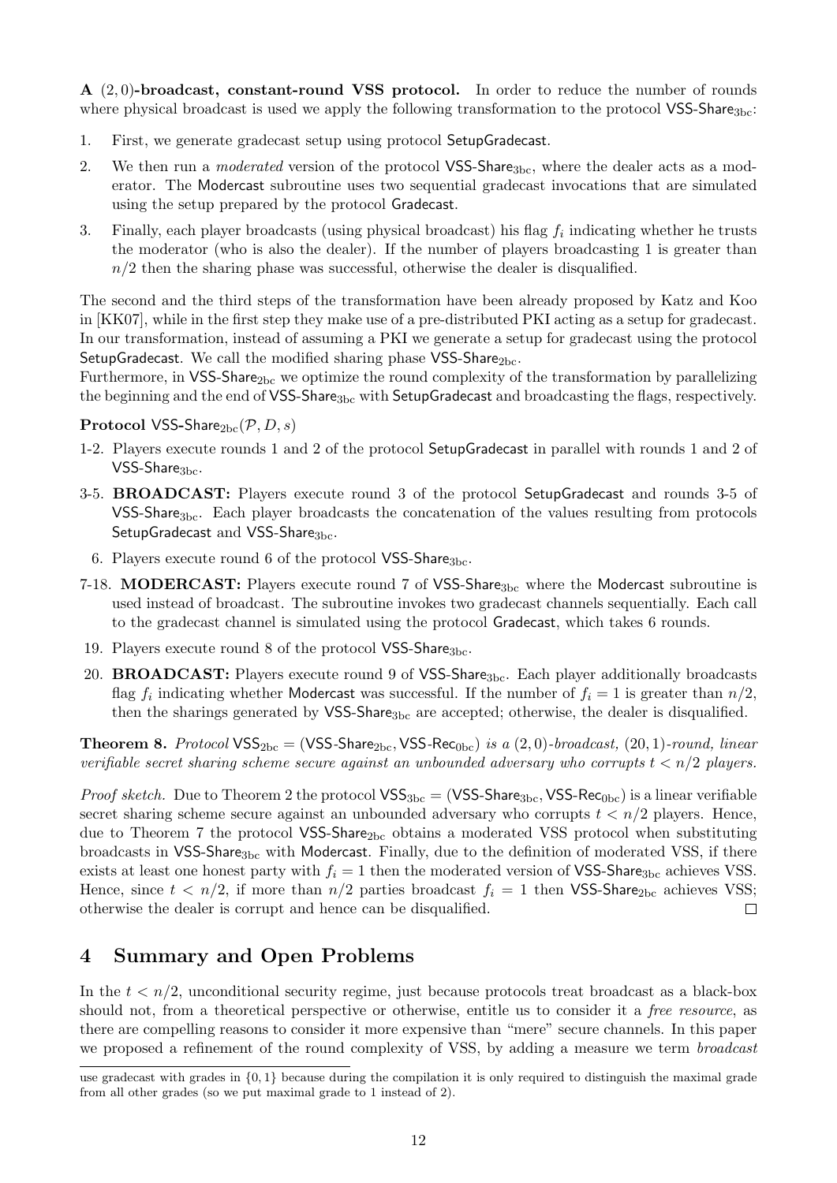**A $(2,0)$-broadcast, constant-round VSS protocol.** In order to reduce the number of rounds where physical broadcast is used we apply the following transformation to the protocol $\mathsf{VSS\text{-}Share}_{3bc}$:

1. First, we generate gradecast setup using protocol SetupGradecast.
2. We then run a *moderated* version of the protocol $\mathsf{VSS\text{-}Share}_{3bc}$, where the dealer acts as a moderator. The Modercast subroutine uses two sequential gradecast invocations that are simulated using the setup prepared by the protocol Gradecast.
3. Finally, each player broadcasts (using physical broadcast) his flag $f_i$ indicating whether he trusts the moderator (who is also the dealer). If the number of players broadcasting 1 is greater than $n/2$ then the sharing phase was successful, otherwise the dealer is disqualified.

The second and the third steps of the transformation have been already proposed by Katz and Koo in [KK07], while in the first step they make use of a pre-distributed PKI acting as a setup for gradecast. In our transformation, instead of assuming a PKI we generate a setup for gradecast using the protocol SetupGradecast. We call the modified sharing phase $\mathsf{VSS\text{-}Share}_{2bc}$.
Furthermore, in $\mathsf{VSS\text{-}Share}_{2bc}$ we optimize the round complexity of the transformation by parallelizing the beginning and the end of $\mathsf{VSS\text{-}Share}_{3bc}$ with SetupGradecast and broadcasting the flags, respectively.

**Protocol** $\mathsf{VSS\text{-}Share}_{2bc}(\mathcal{P}, D, s)$

1-2. Players execute rounds 1 and 2 of the protocol SetupGradecast in parallel with rounds 1 and 2 of $\mathsf{VSS\text{-}Share}_{3bc}$.

3-5. **BROADCAST:** Players execute round 3 of the protocol SetupGradecast and rounds 3-5 of $\mathsf{VSS\text{-}Share}_{3bc}$. Each player broadcasts the concatenation of the values resulting from protocols SetupGradecast and $\mathsf{VSS\text{-}Share}_{3bc}$.

6. Players execute round 6 of the protocol $\mathsf{VSS\text{-}Share}_{3bc}$.

7-18. **MODERCAST:** Players execute round 7 of $\mathsf{VSS\text{-}Share}_{3bc}$ where the Modercast subroutine is used instead of broadcast. The subroutine invokes two gradecast channels sequentially. Each call to the gradecast channel is simulated using the protocol Gradecast, which takes 6 rounds.

19. Players execute round 8 of the protocol $\mathsf{VSS\text{-}Share}_{3bc}$.

20. **BROADCAST:** Players execute round 9 of $\mathsf{VSS\text{-}Share}_{3bc}$. Each player additionally broadcasts flag $f_i$ indicating whether Modercast was successful. If the number of $f_i = 1$ is greater than $n/2$, then the sharings generated by $\mathsf{VSS\text{-}Share}_{3bc}$ are accepted; otherwise, the dealer is disqualified.

**Theorem 8.** *Protocol* $\mathsf{VSS}_{2bc} = (\mathsf{VSS\text{-}Share}_{2bc}, \mathsf{VSS\text{-}Rec}_{0bc})$ *is a* $(2,0)$*-broadcast,* $(20,1)$*-round, linear verifiable secret sharing scheme secure against an unbounded adversary who corrupts* $t < n/2$ *players.*

*Proof sketch.* Due to Theorem 2 the protocol $\mathsf{VSS}_{3bc} = (\mathsf{VSS\text{-}Share}_{3bc}, \mathsf{VSS\text{-}Rec}_{0bc})$ is a linear verifiable secret sharing scheme secure against an unbounded adversary who corrupts $t < n/2$ players. Hence, due to Theorem 7 the protocol $\mathsf{VSS\text{-}Share}_{2bc}$ obtains a moderated VSS protocol when substituting broadcasts in $\mathsf{VSS\text{-}Share}_{3bc}$ with Modercast. Finally, due to the definition of moderated VSS, if there exists at least one honest party with $f_i = 1$ then the moderated version of $\mathsf{VSS\text{-}Share}_{3bc}$ achieves VSS. Hence, since $t < n/2$, if more than $n/2$ parties broadcast $f_i = 1$ then $\mathsf{VSS\text{-}Share}_{2bc}$ achieves VSS; otherwise the dealer is corrupt and hence can be disqualified. $\square$

## 4 Summary and Open Problems

In the $t < n/2$, unconditional security regime, just because protocols treat broadcast as a black-box should not, from a theoretical perspective or otherwise, entitle us to consider it a *free resource*, as there are compelling reasons to consider it more expensive than "mere" secure channels. In this paper we proposed a refinement of the round complexity of VSS, by adding a measure we term *broadcast*

use gradecast with grades in $\{0,1\}$ because during the compilation it is only required to distinguish the maximal grade from all other grades (so we put maximal grade to 1 instead of 2).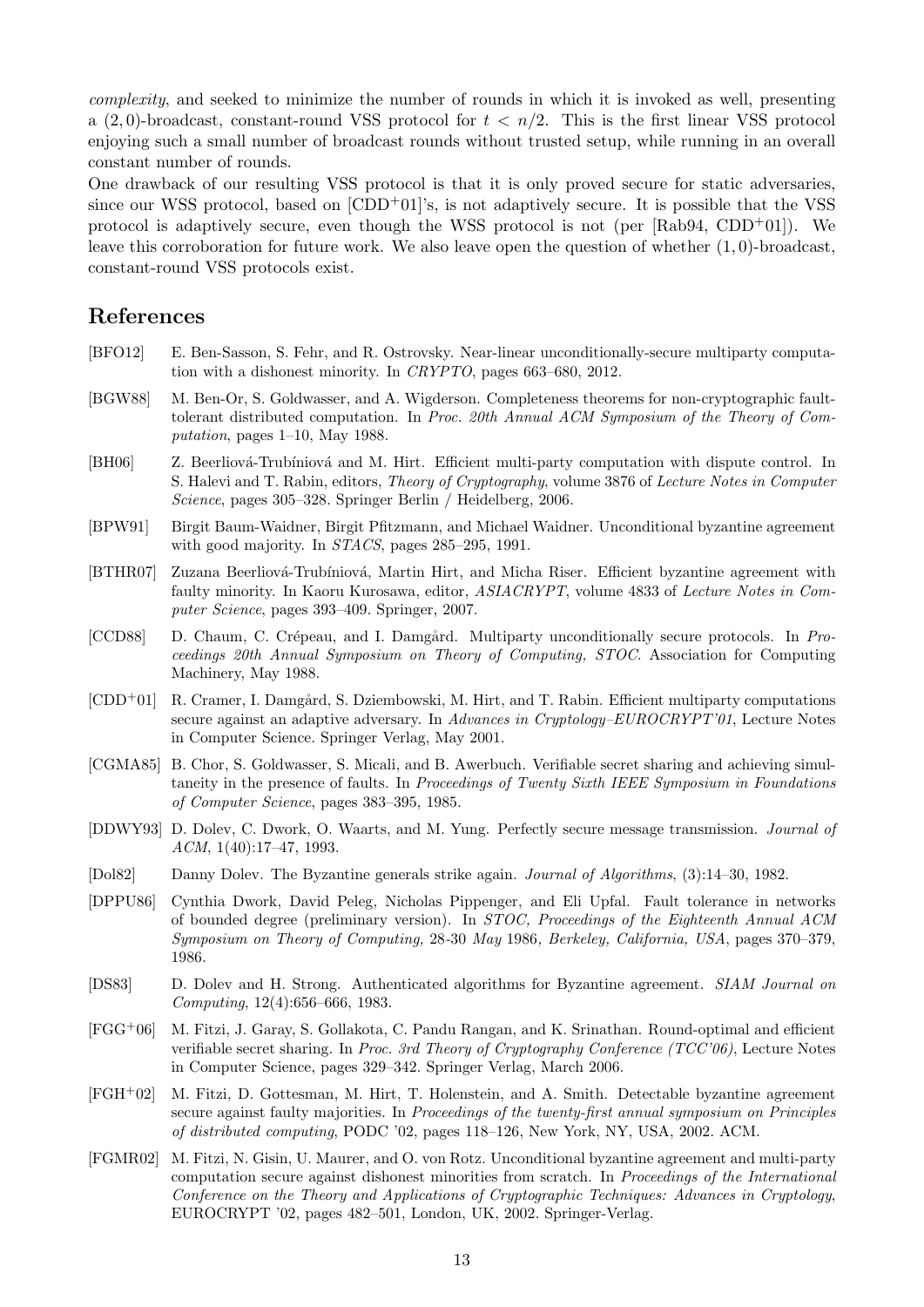*complexity*, and seeked to minimize the number of rounds in which it is invoked as well, presenting a $(2, 0)$-broadcast, constant-round VSS protocol for $t < n/2$. This is the first linear VSS protocol enjoying such a small number of broadcast rounds without trusted setup, while running in an overall constant number of rounds.

One drawback of our resulting VSS protocol is that it is only proved secure for static adversaries, since our WSS protocol, based on [CDD+01]'s, is not adaptively secure. It is possible that the VSS protocol is adaptively secure, even though the WSS protocol is not (per [Rab94, CDD+01]). We leave this corroboration for future work. We also leave open the question of whether $(1, 0)$-broadcast, constant-round VSS protocols exist.

## References

[BFO12] E. Ben-Sasson, S. Fehr, and R. Ostrovsky. Near-linear unconditionally-secure multiparty computation with a dishonest minority. In *CRYPTO*, pages 663–680, 2012.

[BGW88] M. Ben-Or, S. Goldwasser, and A. Wigderson. Completeness theorems for non-cryptographic fault-tolerant distributed computation. In *Proc. 20th Annual ACM Symposium of the Theory of Computation*, pages 1–10, May 1988.

[BH06] Z. Beerliová-Trubíniová and M. Hirt. Efficient multi-party computation with dispute control. In S. Halevi and T. Rabin, editors, *Theory of Cryptography*, volume 3876 of *Lecture Notes in Computer Science*, pages 305–328. Springer Berlin / Heidelberg, 2006.

[BPW91] Birgit Baum-Waidner, Birgit Pfitzmann, and Michael Waidner. Unconditional byzantine agreement with good majority. In *STACS*, pages 285–295, 1991.

[BTHR07] Zuzana Beerliová-Trubíniová, Martin Hirt, and Micha Riser. Efficient byzantine agreement with faulty minority. In Kaoru Kurosawa, editor, *ASIACRYPT*, volume 4833 of *Lecture Notes in Computer Science*, pages 393–409. Springer, 2007.

[CCD88] D. Chaum, C. Crépeau, and I. Damgård. Multiparty unconditionally secure protocols. In *Proceedings 20th Annual Symposium on Theory of Computing, STOC*. Association for Computing Machinery, May 1988.

[CDD+01] R. Cramer, I. Damgård, S. Dziembowski, M. Hirt, and T. Rabin. Efficient multiparty computations secure against an adaptive adversary. In *Advances in Cryptology–EUROCRYPT'01*, Lecture Notes in Computer Science. Springer Verlag, May 2001.

[CGMA85] B. Chor, S. Goldwasser, S. Micali, and B. Awerbuch. Verifiable secret sharing and achieving simultaneity in the presence of faults. In *Proceedings of Twenty Sixth IEEE Symposium in Foundations of Computer Science*, pages 383–395, 1985.

[DDWY93] D. Dolev, C. Dwork, O. Waarts, and M. Yung. Perfectly secure message transmission. *Journal of ACM*, 1(40):17–47, 1993.

[Dol82] Danny Dolev. The Byzantine generals strike again. *Journal of Algorithms*, (3):14–30, 1982.

[DPPU86] Cynthia Dwork, David Peleg, Nicholas Pippenger, and Eli Upfal. Fault tolerance in networks of bounded degree (preliminary version). In *STOC, Proceedings of the Eighteenth Annual ACM Symposium on Theory of Computing,* 28-30 *May* 1986*, Berkeley, California, USA*, pages 370–379, 1986.

[DS83] D. Dolev and H. Strong. Authenticated algorithms for Byzantine agreement. *SIAM Journal on Computing*, 12(4):656–666, 1983.

[FGG+06] M. Fitzi, J. Garay, S. Gollakota, C. Pandu Rangan, and K. Srinathan. Round-optimal and efficient verifiable secret sharing. In *Proc. 3rd Theory of Cryptography Conference (TCC'06)*, Lecture Notes in Computer Science, pages 329–342. Springer Verlag, March 2006.

[FGH+02] M. Fitzi, D. Gottesman, M. Hirt, T. Holenstein, and A. Smith. Detectable byzantine agreement secure against faulty majorities. In *Proceedings of the twenty-first annual symposium on Principles of distributed computing*, PODC '02, pages 118–126, New York, NY, USA, 2002. ACM.

[FGMR02] M. Fitzi, N. Gisin, U. Maurer, and O. von Rotz. Unconditional byzantine agreement and multi-party computation secure against dishonest minorities from scratch. In *Proceedings of the International Conference on the Theory and Applications of Cryptographic Techniques: Advances in Cryptology*, EUROCRYPT '02, pages 482–501, London, UK, 2002. Springer-Verlag.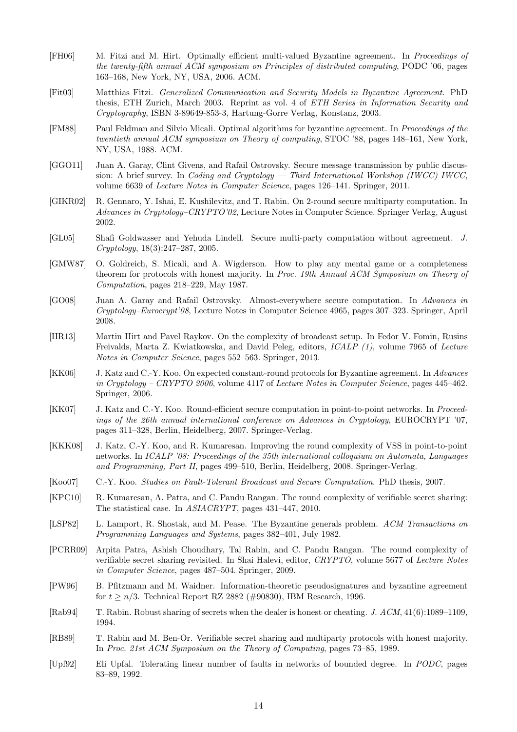- [FH06] M. Fitzi and M. Hirt. Optimally efficient multi-valued Byzantine agreement. In *Proceedings of the twenty-fifth annual ACM symposium on Principles of distributed computing*, PODC '06, pages 163–168, New York, NY, USA, 2006. ACM.
- [Fit03] Matthias Fitzi. *Generalized Communication and Security Models in Byzantine Agreement*. PhD thesis, ETH Zurich, March 2003. Reprint as vol. 4 of *ETH Series in Information Security and Cryptography*, ISBN 3-89649-853-3, Hartung-Gorre Verlag, Konstanz, 2003.
- [FM88] Paul Feldman and Silvio Micali. Optimal algorithms for byzantine agreement. In *Proceedings of the twentieth annual ACM symposium on Theory of computing*, STOC '88, pages 148–161, New York, NY, USA, 1988. ACM.
- [GGO11] Juan A. Garay, Clint Givens, and Rafail Ostrovsky. Secure message transmission by public discussion: A brief survey. In *Coding and Cryptology — Third International Workshop (IWCC) IWCC*, volume 6639 of *Lecture Notes in Computer Science*, pages 126–141. Springer, 2011.
- [GIKR02] R. Gennaro, Y. Ishai, E. Kushilevitz, and T. Rabin. On 2-round secure multiparty computation. In *Advances in Cryptology–CRYPTO'02*, Lecture Notes in Computer Science. Springer Verlag, August 2002.
- [GL05] Shafi Goldwasser and Yehuda Lindell. Secure multi-party computation without agreement. *J. Cryptology*, 18(3):247–287, 2005.
- [GMW87] O. Goldreich, S. Micali, and A. Wigderson. How to play any mental game or a completeness theorem for protocols with honest majority. In *Proc. 19th Annual ACM Symposium on Theory of Computation*, pages 218–229, May 1987.
- [GO08] Juan A. Garay and Rafail Ostrovsky. Almost-everywhere secure computation. In *Advances in Cryptology–Eurocrypt'08*, Lecture Notes in Computer Science 4965, pages 307–323. Springer, April 2008.
- [HR13] Martin Hirt and Pavel Raykov. On the complexity of broadcast setup. In Fedor V. Fomin, Rusins Freivalds, Marta Z. Kwiatkowska, and David Peleg, editors, *ICALP (1)*, volume 7965 of *Lecture Notes in Computer Science*, pages 552–563. Springer, 2013.
- [KK06] J. Katz and C.-Y. Koo. On expected constant-round protocols for Byzantine agreement. In *Advances in Cryptology – CRYPTO 2006*, volume 4117 of *Lecture Notes in Computer Science*, pages 445–462. Springer, 2006.
- [KK07] J. Katz and C.-Y. Koo. Round-efficient secure computation in point-to-point networks. In *Proceedings of the 26th annual international conference on Advances in Cryptology*, EUROCRYPT '07, pages 311–328, Berlin, Heidelberg, 2007. Springer-Verlag.
- [KKK08] J. Katz, C.-Y. Koo, and R. Kumaresan. Improving the round complexity of VSS in point-to-point networks. In *ICALP '08: Proceedings of the 35th international colloquium on Automata, Languages and Programming, Part II*, pages 499–510, Berlin, Heidelberg, 2008. Springer-Verlag.
- [Koo07] C.-Y. Koo. *Studies on Fault-Tolerant Broadcast and Secure Computation*. PhD thesis, 2007.
- [KPC10] R. Kumaresan, A. Patra, and C. Pandu Rangan. The round complexity of verifiable secret sharing: The statistical case. In *ASIACRYPT*, pages 431–447, 2010.
- [LSP82] L. Lamport, R. Shostak, and M. Pease. The Byzantine generals problem. *ACM Transactions on Programming Languages and Systems*, pages 382–401, July 1982.
- [PCRR09] Arpita Patra, Ashish Choudhary, Tal Rabin, and C. Pandu Rangan. The round complexity of verifiable secret sharing revisited. In Shai Halevi, editor, *CRYPTO*, volume 5677 of *Lecture Notes in Computer Science*, pages 487–504. Springer, 2009.
- [PW96] B. Pfitzmann and M. Waidner. Information-theoretic pseudosignatures and byzantine agreement for $t \geq n/3$. Technical Report RZ 2882 (#90830), IBM Research, 1996.
- [Rab94] T. Rabin. Robust sharing of secrets when the dealer is honest or cheating. *J. ACM*, 41(6):1089–1109, 1994.
- [RB89] T. Rabin and M. Ben-Or. Verifiable secret sharing and multiparty protocols with honest majority. In *Proc. 21st ACM Symposium on the Theory of Computing*, pages 73–85, 1989.
- [Upf92] Eli Upfal. Tolerating linear number of faults in networks of bounded degree. In *PODC*, pages 83–89, 1992.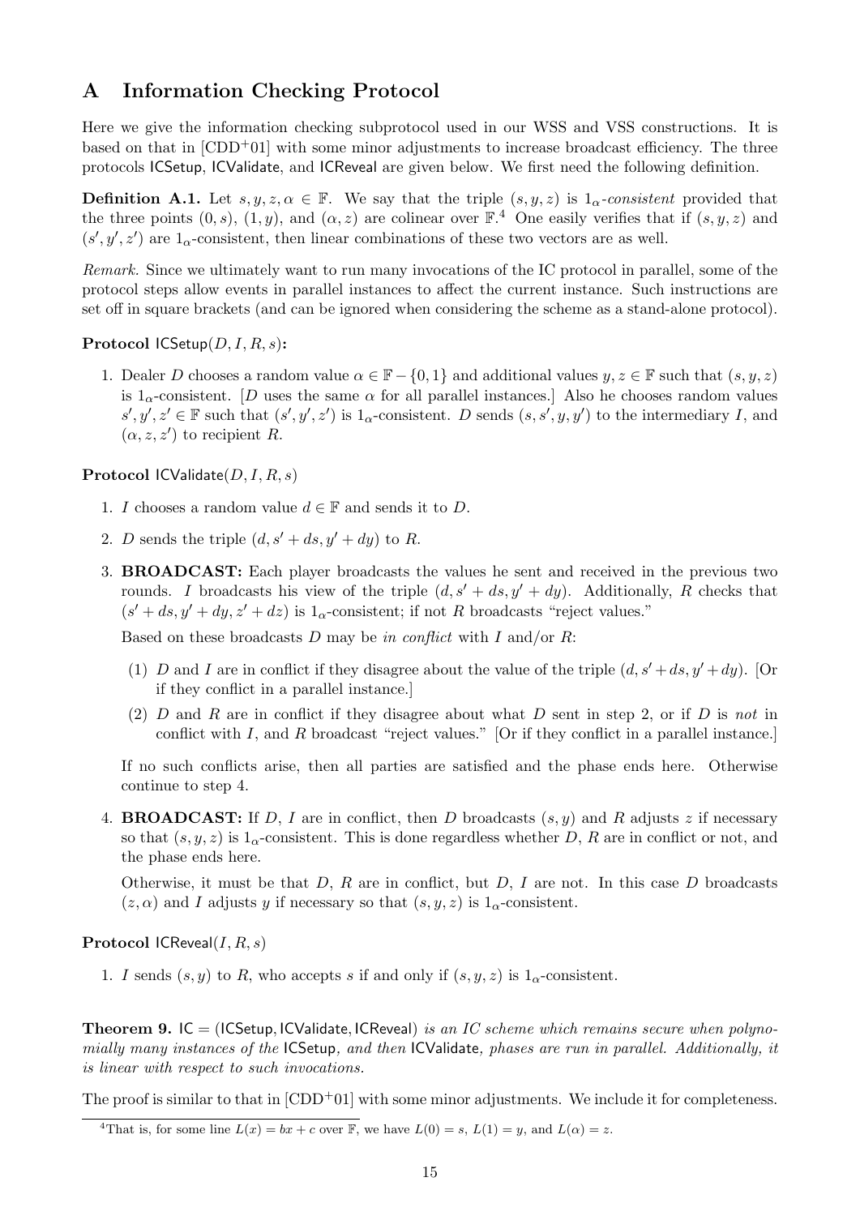# A Information Checking Protocol

Here we give the information checking subprotocol used in our WSS and VSS constructions. It is based on that in [CDD+01] with some minor adjustments to increase broadcast efficiency. The three protocols ICSetup, ICValidate, and ICReveal are given below. We first need the following definition.

**Definition A.1.** Let $s, y, z, \alpha \in \mathbb{F}$. We say that the triple $(s, y, z)$ is $1_\alpha$*-consistent* provided that the three points $(0, s)$, $(1, y)$, and $(\alpha, z)$ are colinear over $\mathbb{F}$.[4] One easily verifies that if $(s, y, z)$ and $(s', y', z')$ are $1_\alpha$-consistent, then linear combinations of these two vectors are as well.

*Remark.* Since we ultimately want to run many invocations of the IC protocol in parallel, some of the protocol steps allow events in parallel instances to affect the current instance. Such instructions are set off in square brackets (and can be ignored when considering the scheme as a stand-alone protocol).

**Protocol** ICSetup$(D, I, R, s)$**:**

1. Dealer $D$ chooses a random value $\alpha \in \mathbb{F} - \{0, 1\}$ and additional values $y, z \in \mathbb{F}$ such that $(s, y, z)$ is $1_\alpha$-consistent. [$D$ uses the same $\alpha$ for all parallel instances.] Also he chooses random values $s', y', z' \in \mathbb{F}$ such that $(s', y', z')$ is $1_\alpha$-consistent. $D$ sends $(s, s', y, y')$ to the intermediary $I$, and $(\alpha, z, z')$ to recipient $R$.

**Protocol** ICValidate$(D, I, R, s)$

1. $I$ chooses a random value $d \in \mathbb{F}$ and sends it to $D$.
2. $D$ sends the triple $(d, s' + ds, y' + dy)$ to $R$.
3. **BROADCAST:** Each player broadcasts the values he sent and received in the previous two rounds. $I$ broadcasts his view of the triple $(d, s' + ds, y' + dy)$. Additionally, $R$ checks that $(s' + ds, y' + dy, z' + dz)$ is $1_\alpha$-consistent; if not $R$ broadcasts "reject values."

   Based on these broadcasts $D$ may be *in conflict* with $I$ and/or $R$:

   (1) $D$ and $I$ are in conflict if they disagree about the value of the triple $(d, s' + ds, y' + dy)$. [Or if they conflict in a parallel instance.]

   (2) $D$ and $R$ are in conflict if they disagree about what $D$ sent in step 2, or if $D$ is *not* in conflict with $I$, and $R$ broadcast "reject values." [Or if they conflict in a parallel instance.]

   If no such conflicts arise, then all parties are satisfied and the phase ends here. Otherwise continue to step 4.

4. **BROADCAST:** If $D$, $I$ are in conflict, then $D$ broadcasts $(s, y)$ and $R$ adjusts $z$ if necessary so that $(s, y, z)$ is $1_\alpha$-consistent. This is done regardless whether $D$, $R$ are in conflict or not, and the phase ends here.

   Otherwise, it must be that $D$, $R$ are in conflict, but $D$, $I$ are not. In this case $D$ broadcasts $(z, \alpha)$ and $I$ adjusts $y$ if necessary so that $(s, y, z)$ is $1_\alpha$-consistent.

**Protocol** ICReveal$(I, R, s)$

1. $I$ sends $(s, y)$ to $R$, who accepts $s$ if and only if $(s, y, z)$ is $1_\alpha$-consistent.

**Theorem 9.** IC = (ICSetup, ICValidate, ICReveal) *is an IC scheme which remains secure when polynomially many instances of the* ICSetup*, and then* ICValidate*, phases are run in parallel. Additionally, it is linear with respect to such invocations.*

The proof is similar to that in [CDD+01] with some minor adjustments. We include it for completeness.

---

[4] That is, for some line $L(x) = bx + c$ over $\mathbb{F}$, we have $L(0) = s$, $L(1) = y$, and $L(\alpha) = z$.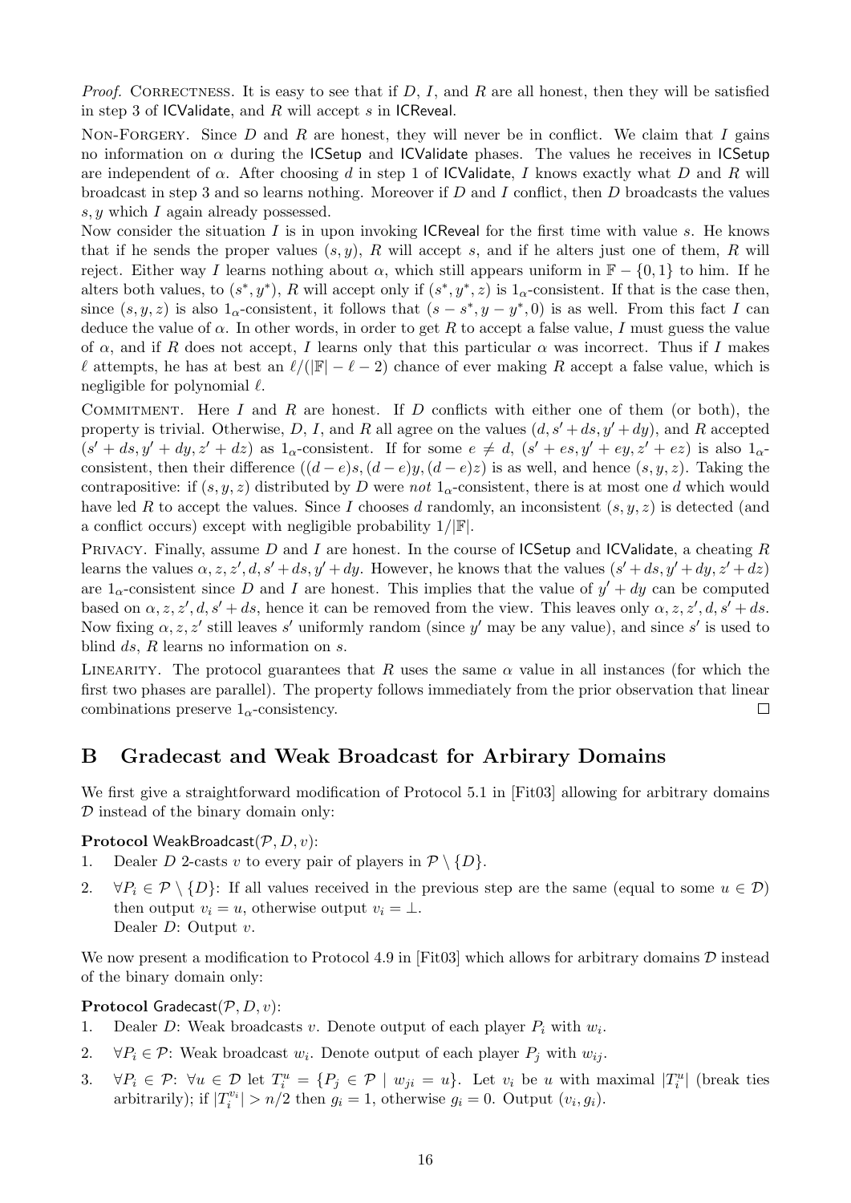*Proof.* Correctness. It is easy to see that if $D$, $I$, and $R$ are all honest, then they will be satisfied in step 3 of ICValidate, and $R$ will accept $s$ in ICReveal.

Non-Forgery. Since $D$ and $R$ are honest, they will never be in conflict. We claim that $I$ gains no information on $\alpha$ during the ICSetup and ICValidate phases. The values he receives in ICSetup are independent of $\alpha$. After choosing $d$ in step 1 of ICValidate, $I$ knows exactly what $D$ and $R$ will broadcast in step 3 and so learns nothing. Moreover if $D$ and $I$ conflict, then $D$ broadcasts the values $s, y$ which $I$ again already possessed.

Now consider the situation $I$ is in upon invoking ICReveal for the first time with value $s$. He knows that if he sends the proper values $(s, y)$, $R$ will accept $s$, and if he alters just one of them, $R$ will reject. Either way $I$ learns nothing about $\alpha$, which still appears uniform in $\mathbb{F} - \{0, 1\}$ to him. If he alters both values, to $(s^*, y^*)$, $R$ will accept only if $(s^*, y^*, z)$ is $1_\alpha$-consistent. If that is the case then, since $(s, y, z)$ is also $1_\alpha$-consistent, it follows that $(s - s^*, y - y^*, 0)$ is as well. From this fact $I$ can deduce the value of $\alpha$. In other words, in order to get $R$ to accept a false value, $I$ must guess the value of $\alpha$, and if $R$ does not accept, $I$ learns only that this particular $\alpha$ was incorrect. Thus if $I$ makes $\ell$ attempts, he has at best an $\ell/(|\mathbb{F}| - \ell - 2)$ chance of ever making $R$ accept a false value, which is negligible for polynomial $\ell$.

Commitment. Here $I$ and $R$ are honest. If $D$ conflicts with either one of them (or both), the property is trivial. Otherwise, $D$, $I$, and $R$ all agree on the values $(d, s' + ds, y' + dy)$, and $R$ accepted $(s' + ds, y' + dy, z' + dz)$ as $1_\alpha$-consistent. If for some $e \neq d$, $(s' + es, y' + ey, z' + ez)$ is also $1_\alpha$-consistent, then their difference $((d - e)s, (d - e)y, (d - e)z)$ is as well, and hence $(s, y, z)$. Taking the contrapositive: if $(s, y, z)$ distributed by $D$ were *not* $1_\alpha$-consistent, there is at most one $d$ which would have led $R$ to accept the values. Since $I$ chooses $d$ randomly, an inconsistent $(s, y, z)$ is detected (and a conflict occurs) except with negligible probability $1/|\mathbb{F}|$.

Privacy. Finally, assume $D$ and $I$ are honest. In the course of ICSetup and ICValidate, a cheating $R$ learns the values $\alpha, z, z', d, s' + ds, y' + dy$. However, he knows that the values $(s' + ds, y' + dy, z' + dz)$ are $1_\alpha$-consistent since $D$ and $I$ are honest. This implies that the value of $y' + dy$ can be computed based on $\alpha, z, z', d, s' + ds$, hence it can be removed from the view. This leaves only $\alpha, z, z', d, s' + ds$. Now fixing $\alpha, z, z'$ still leaves $s'$ uniformly random (since $y'$ may be any value), and since $s'$ is used to blind $ds$, $R$ learns no information on $s$.

Linearity. The protocol guarantees that $R$ uses the same $\alpha$ value in all instances (for which the first two phases are parallel). The property follows immediately from the prior observation that linear combinations preserve $1_\alpha$-consistency. $\square$

## B Gradecast and Weak Broadcast for Arbirary Domains

We first give a straightforward modification of Protocol 5.1 in [Fit03] allowing for arbitrary domains $\mathcal{D}$ instead of the binary domain only:

**Protocol** WeakBroadcast($\mathcal{P}, D, v$):

1. Dealer $D$ 2-casts $v$ to every pair of players in $\mathcal{P} \setminus \{D\}$.
2. $\forall P_i \in \mathcal{P} \setminus \{D\}$: If all values received in the previous step are the same (equal to some $u \in \mathcal{D}$) then output $v_i = u$, otherwise output $v_i = \perp$.
   Dealer $D$: Output $v$.

We now present a modification to Protocol 4.9 in [Fit03] which allows for arbitrary domains $\mathcal{D}$ instead of the binary domain only:

**Protocol** Gradecast($\mathcal{P}, D, v$):

1. Dealer $D$: Weak broadcasts $v$. Denote output of each player $P_i$ with $w_i$.
2. $\forall P_i \in \mathcal{P}$: Weak broadcast $w_i$. Denote output of each player $P_j$ with $w_{ij}$.
3. $\forall P_i \in \mathcal{P}$: $\forall u \in \mathcal{D}$ let $T_i^u = \{P_j \in \mathcal{P} \mid w_{ji} = u\}$. Let $v_i$ be $u$ with maximal $|T_i^u|$ (break ties arbitrarily); if $|T_i^{v_i}| > n/2$ then $g_i = 1$, otherwise $g_i = 0$. Output $(v_i, g_i)$.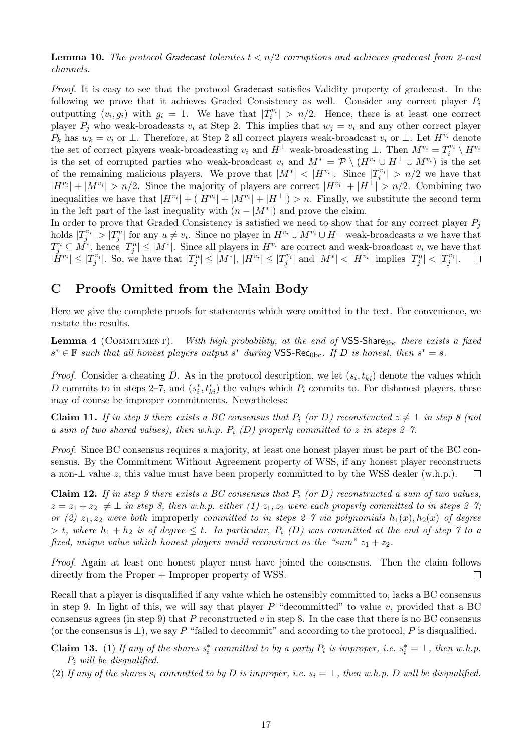**Lemma 10.** *The protocol* Gradecast *tolerates $t < n/2$ corruptions and achieves gradecast from 2-cast channels.*

*Proof.* It is easy to see that the protocol Gradecast satisfies Validity property of gradecast. In the following we prove that it achieves Graded Consistency as well. Consider any correct player $P_i$ outputting $(v_i, g_i)$ with $g_i = 1$. We have that $|T_i^{v_i}| > n/2$. Hence, there is at least one correct player $P_j$ who weak-broadcasts $v_i$ at Step 2. This implies that $w_j = v_i$ and any other correct player $P_k$ has $w_k = v_i$ or $\perp$. Therefore, at Step 2 all correct players weak-broadcast $v_i$ or $\perp$. Let $H^{v_i}$ denote the set of correct players weak-broadcasting $v_i$ and $H^{\perp}$ weak-broadcasting $\perp$. Then $M^{v_i} = T_i^{v_i} \setminus H^{v_i}$ is the set of corrupted parties who weak-broadcast $v_i$ and $M^* = \mathcal{P} \setminus (H^{v_i} \cup H^{\perp} \cup M^{v_i})$ is the set of the remaining malicious players. We prove that $|M^*| < |H^{v_i}|$. Since $|T_i^{v_i}| > n/2$ we have that $|H^{v_i}| + |M^{v_i}| > n/2$. Since the majority of players are correct $|H^{v_i}| + |H^{\perp}| > n/2$. Combining two inequalities we have that $|H^{v_i}| + (|H^{v_i}| + |M^{v_i}| + |H^{\perp}|) > n$. Finally, we substitute the second term in the left part of the last inequality with $(n - |M^*|)$ and prove the claim.

In order to prove that Graded Consistency is satisfied we need to show that for any correct player $P_j$ holds $|T_j^{v_i}| > |T_j^u|$ for any $u \neq v_i$. Since no player in $H^{v_i} \cup M^{v_i} \cup H^{\perp}$ weak-broadcasts $u$ we have that $T_j^u \subseteq M^*$, hence $|T_j^u| \leq |M^*|$. Since all players in $H^{v_i}$ are correct and weak-broadcast $v_i$ we have that $|H^{v_i}| \leq |T_j^{v_i}|$. So, we have that $|T_j^u| \leq |M^*|$, $|H^{v_i}| \leq |T_j^{v_i}|$ and $|M^*| < |H^{v_i}|$ implies $|T_j^u| < |T_j^{v_i}|$. □

# C Proofs Omitted from the Main Body

Here we give the complete proofs for statements which were omitted in the text. For convenience, we restate the results.

**Lemma 4** (Commitment). *With high probability, at the end of* VSS-Share$_{\text{3bc}}$ *there exists a fixed $s^* \in \mathbb{F}$ such that all honest players output $s^*$ during* VSS-Rec$_{\text{0bc}}$*. If $D$ is honest, then $s^* = s$.*

*Proof.* Consider a cheating $D$. As in the protocol description, we let $(s_i, t_{ki})$ denote the values which $D$ commits to in steps 2–7, and $(s_i^*, t_{ki}^*)$ the values which $P_i$ commits to. For dishonest players, these may of course be improper commitments. Nevertheless:

**Claim 11.** *If in step 9 there exists a BC consensus that $P_i$ (or $D$) reconstructed $z \neq \perp$ in step 8 (not a sum of two shared values), then w.h.p. $P_i$ ($D$) properly committed to $z$ in steps 2–7.*

*Proof.* Since BC consensus requires a majority, at least one honest player must be part of the BC consensus. By the Commitment Without Agreement property of WSS, if any honest player reconstructs a non-$\perp$ value $z$, this value must have been properly committed to by the WSS dealer (w.h.p.). □

**Claim 12.** *If in step 9 there exists a BC consensus that $P_i$ (or $D$) reconstructed a sum of two values, $z = z_1 + z_2 \neq \perp$ in step 8, then w.h.p. either (1) $z_1, z_2$ were each properly committed to in steps 2–7; or (2) $z_1, z_2$ were both* improperly *committed to in steps 2–7 via polynomials $h_1(x), h_2(x)$ of degree $> t$, where $h_1 + h_2$ is of degree $\leq t$. In particular, $P_i$ ($D$) was committed at the end of step 7 to a fixed, unique value which honest players would reconstruct as the "sum" $z_1 + z_2$.*

*Proof.* Again at least one honest player must have joined the consensus. Then the claim follows directly from the Proper + Improper property of WSS. □

Recall that a player is disqualified if any value which he ostensibly committed to, lacks a BC consensus in step 9. In light of this, we will say that player $P$ "decommitted" to value $v$, provided that a BC consensus agrees (in step 9) that $P$ reconstructed $v$ in step 8. In the case that there is no BC consensus (or the consensus is $\perp$), we say $P$ "failed to decommit" and according to the protocol, $P$ is disqualified.

**Claim 13.** (1) *If any of the shares $s_i^*$ committed to by a party $P_i$ is improper, i.e. $s_i^* = \perp$, then w.h.p. $P_i$ will be disqualified.*

(2) *If any of the shares $s_i$ committed to by $D$ is improper, i.e. $s_i = \perp$, then w.h.p. $D$ will be disqualified.*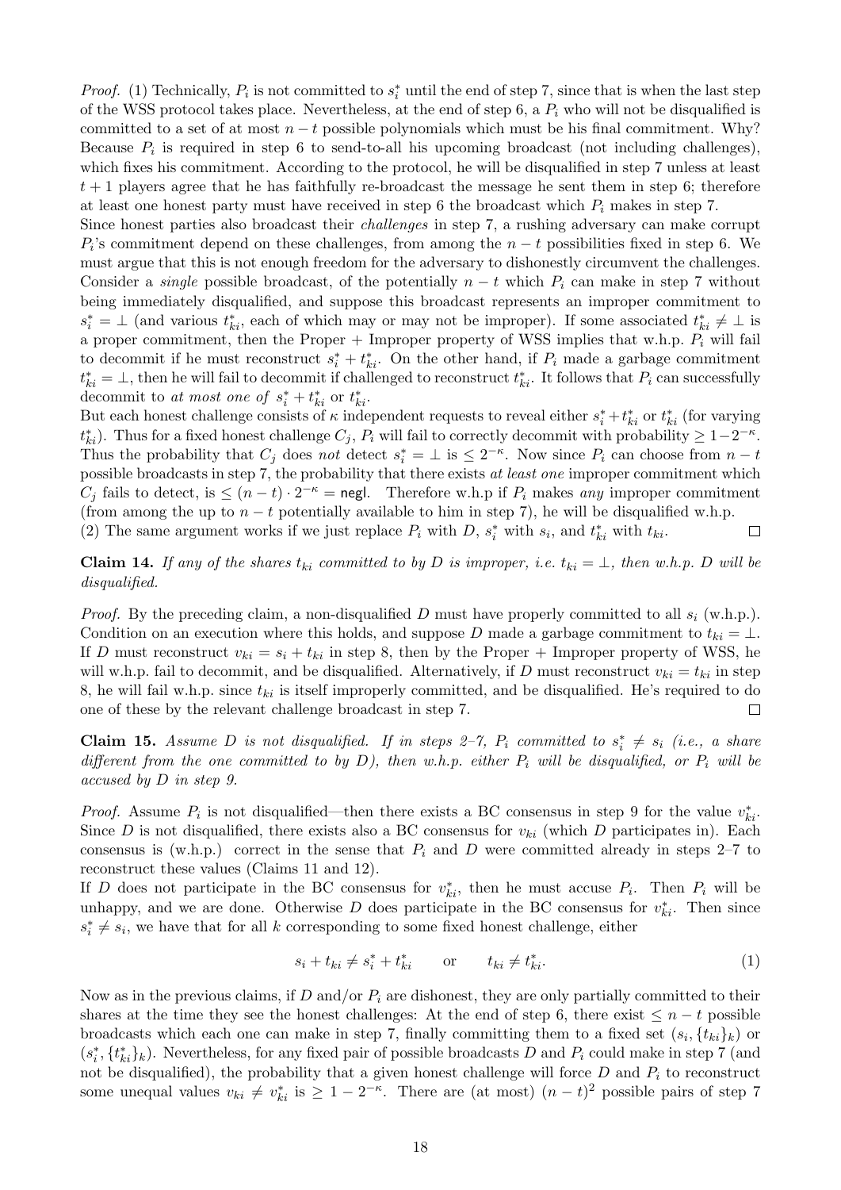*Proof.* (1) Technically, $P_i$ is not committed to $s_i^*$ until the end of step 7, since that is when the last step of the WSS protocol takes place. Nevertheless, at the end of step 6, a $P_i$ who will not be disqualified is committed to a set of at most $n-t$ possible polynomials which must be his final commitment. Why? Because $P_i$ is required in step 6 to send-to-all his upcoming broadcast (not including challenges), which fixes his commitment. According to the protocol, he will be disqualified in step 7 unless at least $t+1$ players agree that he has faithfully re-broadcast the message he sent them in step 6; therefore at least one honest party must have received in step 6 the broadcast which $P_i$ makes in step 7.

Since honest parties also broadcast their *challenges* in step 7, a rushing adversary can make corrupt $P_i$'s commitment depend on these challenges, from among the $n-t$ possibilities fixed in step 6. We must argue that this is not enough freedom for the adversary to dishonestly circumvent the challenges. Consider a *single* possible broadcast, of the potentially $n-t$ which $P_i$ can make in step 7 without being immediately disqualified, and suppose this broadcast represents an improper commitment to $s_i^* = \perp$ (and various $t_{ki}^*$, each of which may or may not be improper). If some associated $t_{ki}^* \neq \perp$ is a proper commitment, then the Proper + Improper property of WSS implies that w.h.p. $P_i$ will fail to decommit if he must reconstruct $s_i^* + t_{ki}^*$. On the other hand, if $P_i$ made a garbage commitment $t_{ki}^* = \perp$, then he will fail to decommit if challenged to reconstruct $t_{ki}^*$. It follows that $P_i$ can successfully decommit to *at most one of* $s_i^* + t_{ki}^*$ or $t_{ki}^*$.

But each honest challenge consists of $\kappa$ independent requests to reveal either $s_i^* + t_{ki}^*$ or $t_{ki}^*$ (for varying $t_{ki}^*$). Thus for a fixed honest challenge $C_j$, $P_i$ will fail to correctly decommit with probability $\geq 1 - 2^{-\kappa}$. Thus the probability that $C_j$ does *not* detect $s_i^* = \perp$ is $\leq 2^{-\kappa}$. Now since $P_i$ can choose from $n-t$ possible broadcasts in step 7, the probability that there exists *at least one* improper commitment which $C_j$ fails to detect, is $\leq (n-t)\cdot 2^{-\kappa} = \mathsf{negl}$. Therefore w.h.p if $P_i$ makes *any* improper commitment (from among the up to $n-t$ potentially available to him in step 7), he will be disqualified w.h.p.

(2) The same argument works if we just replace $P_i$ with $D$, $s_i^*$ with $s_i$, and $t_{ki}^*$ with $t_{ki}$. □

**Claim 14.** *If any of the shares $t_{ki}$ committed to by $D$ is improper, i.e. $t_{ki} = \perp$, then w.h.p. $D$ will be disqualified.*

*Proof.* By the preceding claim, a non-disqualified $D$ must have properly committed to all $s_i$ (w.h.p.). Condition on an execution where this holds, and suppose $D$ made a garbage commitment to $t_{ki} = \perp$. If $D$ must reconstruct $v_{ki} = s_i + t_{ki}$ in step 8, then by the Proper + Improper property of WSS, he will w.h.p. fail to decommit, and be disqualified. Alternatively, if $D$ must reconstruct $v_{ki} = t_{ki}$ in step 8, he will fail w.h.p. since $t_{ki}$ is itself improperly committed, and be disqualified. He's required to do one of these by the relevant challenge broadcast in step 7. □

**Claim 15.** *Assume $D$ is not disqualified. If in steps 2–7, $P_i$ committed to $s_i^* \neq s_i$ (i.e., a share different from the one committed to by $D$), then w.h.p. either $P_i$ will be disqualified, or $P_i$ will be accused by $D$ in step 9.*

*Proof.* Assume $P_i$ is not disqualified—then there exists a BC consensus in step 9 for the value $v_{ki}^*$. Since $D$ is not disqualified, there exists also a BC consensus for $v_{ki}$ (which $D$ participates in). Each consensus is (w.h.p.) correct in the sense that $P_i$ and $D$ were committed already in steps 2–7 to reconstruct these values (Claims 11 and 12).

If $D$ does not participate in the BC consensus for $v_{ki}^*$, then he must accuse $P_i$. Then $P_i$ will be unhappy, and we are done. Otherwise $D$ does participate in the BC consensus for $v_{ki}^*$. Then since $s_i^* \neq s_i$, we have that for all $k$ corresponding to some fixed honest challenge, either

$$s_i + t_{ki} \neq s_i^* + t_{ki}^* \qquad \text{or} \qquad t_{ki} \neq t_{ki}^*. \tag{1}$$

Now as in the previous claims, if $D$ and/or $P_i$ are dishonest, they are only partially committed to their shares at the time they see the honest challenges: At the end of step 6, there exist $\leq n-t$ possible broadcasts which each one can make in step 7, finally committing them to a fixed set $(s_i, \{t_{ki}\}_k)$ or $(s_i^*, \{t_{ki}^*\}_k)$. Nevertheless, for any fixed pair of possible broadcasts $D$ and $P_i$ could make in step 7 (and not be disqualified), the probability that a given honest challenge will force $D$ and $P_i$ to reconstruct some unequal values $v_{ki} \neq v_{ki}^*$ is $\geq 1 - 2^{-\kappa}$. There are (at most) $(n-t)^2$ possible pairs of step 7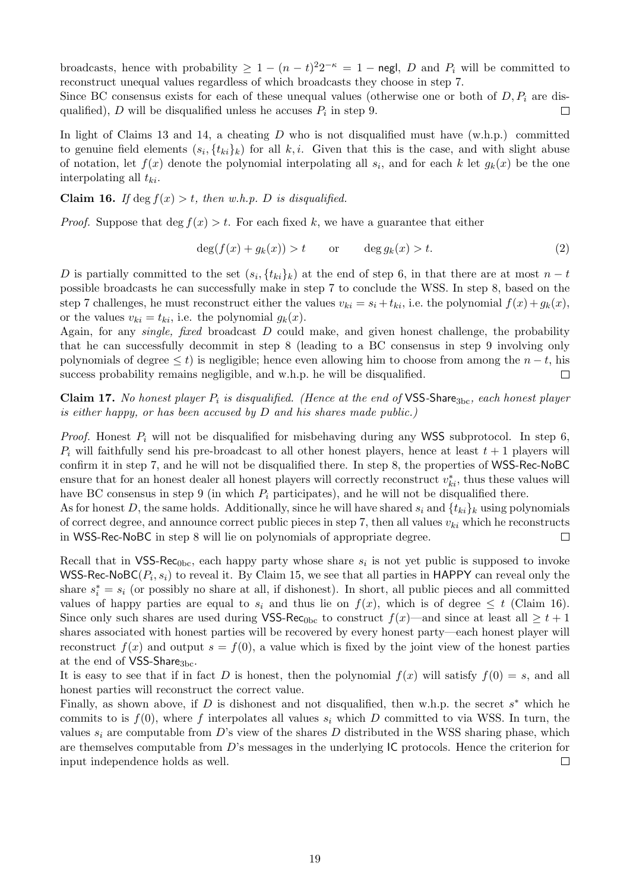broadcasts, hence with probability $\geq 1 - (n-t)^2 2^{-\kappa} = 1 - \mathsf{negl}$, $D$ and $P_i$ will be committed to reconstruct unequal values regardless of which broadcasts they choose in step 7.
Since BC consensus exists for each of these unequal values (otherwise one or both of $D, P_i$ are disqualified), $D$ will be disqualified unless he accuses $P_i$ in step 9. $\square$

In light of Claims 13 and 14, a cheating $D$ who is not disqualified must have (w.h.p.) committed to genuine field elements $(s_i, \{t_{ki}\}_k)$ for all $k, i$. Given that this is the case, and with slight abuse of notation, let $f(x)$ denote the polynomial interpolating all $s_i$, and for each $k$ let $g_k(x)$ be the one interpolating all $t_{ki}$.

**Claim 16.** *If $\deg f(x) > t$, then w.h.p. $D$ is disqualified.*

*Proof.* Suppose that $\deg f(x) > t$. For each fixed $k$, we have a guarantee that either

$$\deg(f(x) + g_k(x)) > t \qquad \text{or} \qquad \deg g_k(x) > t. \tag{2}$$

$D$ is partially committed to the set $(s_i, \{t_{ki}\}_k)$ at the end of step 6, in that there are at most $n - t$ possible broadcasts he can successfully make in step 7 to conclude the WSS. In step 8, based on the step 7 challenges, he must reconstruct either the values $v_{ki} = s_i + t_{ki}$, i.e. the polynomial $f(x) + g_k(x)$, or the values $v_{ki} = t_{ki}$, i.e. the polynomial $g_k(x)$.
Again, for any *single, fixed* broadcast $D$ could make, and given honest challenge, the probability that he can successfully decommit in step 8 (leading to a BC consensus in step 9 involving only polynomials of degree $\leq t$) is negligible; hence even allowing him to choose from among the $n - t$, his success probability remains negligible, and w.h.p. he will be disqualified. $\square$

**Claim 17.** *No honest player $P_i$ is disqualified. (Hence at the end of* $\mathsf{VSS\text{-}Share}_{3\mathrm{bc}}$*, each honest player is either happy, or has been accused by $D$ and his shares made public.)*

*Proof.* Honest $P_i$ will not be disqualified for misbehaving during any $\mathsf{WSS}$ subprotocol. In step 6, $P_i$ will faithfully send his pre-broadcast to all other honest players, hence at least $t + 1$ players will confirm it in step 7, and he will not be disqualified there. In step 8, the properties of $\mathsf{WSS\text{-}Rec\text{-}NoBC}$ ensure that for an honest dealer all honest players will correctly reconstruct $v^*_{ki}$, thus these values will have BC consensus in step 9 (in which $P_i$ participates), and he will not be disqualified there.
As for honest $D$, the same holds. Additionally, since he will have shared $s_i$ and $\{t_{ki}\}_k$ using polynomials of correct degree, and announce correct public pieces in step 7, then all values $v_{ki}$ which he reconstructs in $\mathsf{WSS\text{-}Rec\text{-}NoBC}$ in step 8 will lie on polynomials of appropriate degree. $\square$

Recall that in $\mathsf{VSS\text{-}Rec}_{0\mathrm{bc}}$, each happy party whose share $s_i$ is not yet public is supposed to invoke $\mathsf{WSS\text{-}Rec\text{-}NoBC}(P_i, s_i)$ to reveal it. By Claim 15, we see that all parties in $\mathsf{HAPPY}$ can reveal only the share $s^*_i = s_i$ (or possibly no share at all, if dishonest). In short, all public pieces and all committed values of happy parties are equal to $s_i$ and thus lie on $f(x)$, which is of degree $\leq t$ (Claim 16). Since only such shares are used during $\mathsf{VSS\text{-}Rec}_{0\mathrm{bc}}$ to construct $f(x)$—and since at least all $\geq t+1$ shares associated with honest parties will be recovered by every honest party—each honest player will reconstruct $f(x)$ and output $s = f(0)$, a value which is fixed by the joint view of the honest parties at the end of $\mathsf{VSS\text{-}Share}_{3\mathrm{bc}}$.
It is easy to see that if in fact $D$ is honest, then the polynomial $f(x)$ will satisfy $f(0) = s$, and all honest parties will reconstruct the correct value.
Finally, as shown above, if $D$ is dishonest and not disqualified, then w.h.p. the secret $s^*$ which he commits to is $f(0)$, where $f$ interpolates all values $s_i$ which $D$ committed to via WSS. In turn, the values $s_i$ are computable from $D$'s view of the shares $D$ distributed in the WSS sharing phase, which are themselves computable from $D$'s messages in the underlying $\mathsf{IC}$ protocols. Hence the criterion for input independence holds as well. $\square$